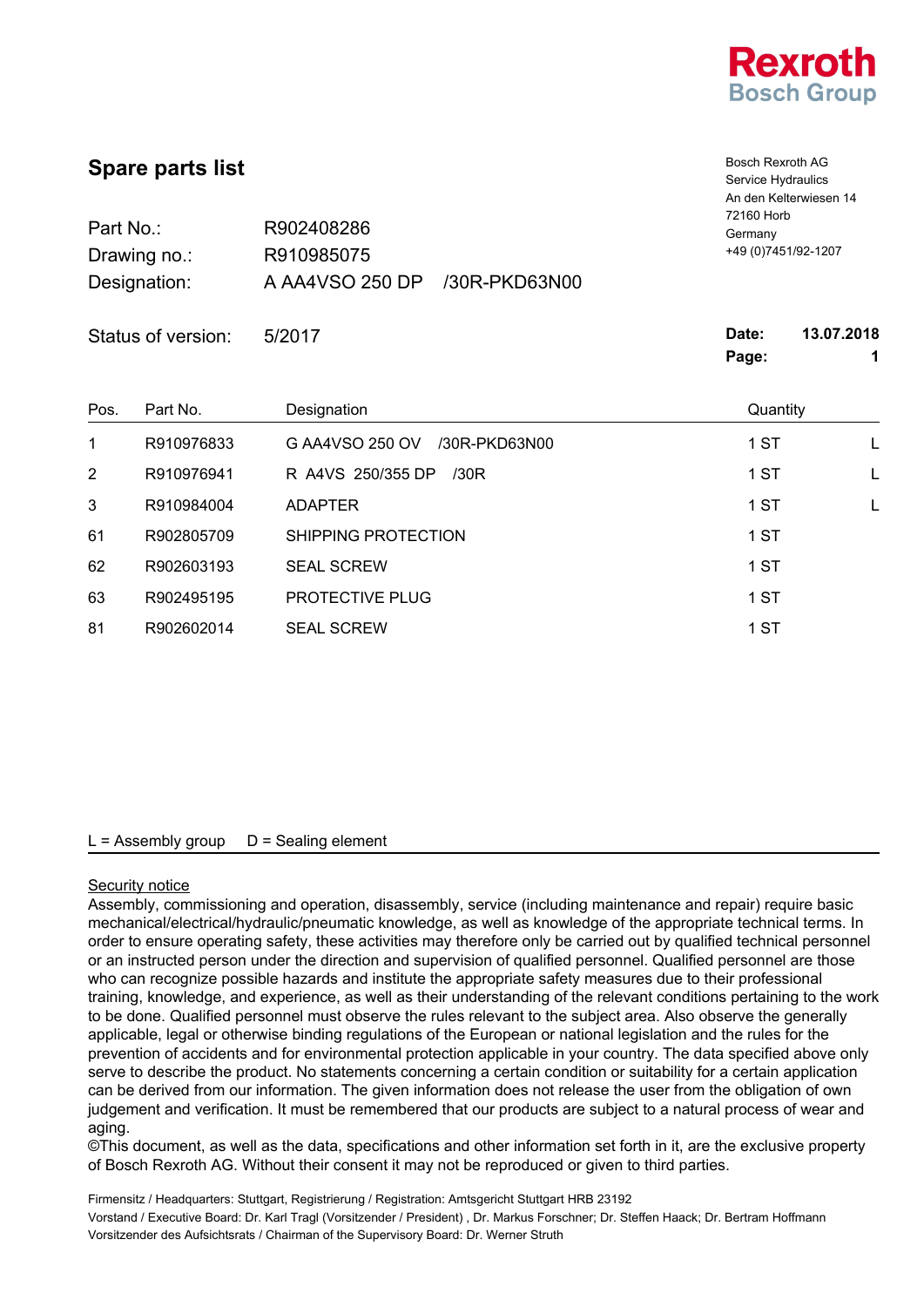Rexroth
Bosch Group

# Spare parts list

Bosch Rexroth AG
Service Hydraulics
An den Kelterwiesen 14
72160 Horb
Germany
+49 (0)7451/92-1207

| | |
|---|---|
| Part No.: | R902408286 |
| Drawing no.: | R910985075 |
| Designation: | A AA4VSO 250 DP /30R-PKD63N00 |

Status of version: 5/2017

**Date:** 13.07.2018

| Pos. | Part No. | Designation | Quantity | |
|---|---|---|---|---|
| 1 | R910976833 | G AA4VSO 250 OV /30R-PKD63N00 | 1 ST | L |
| 2 | R910976941 | R A4VS 250/355 DP /30R | 1 ST | L |
| 3 | R910984004 | ADAPTER | 1 ST | L |
| 61 | R902805709 | SHIPPING PROTECTION | 1 ST | |
| 62 | R902603193 | SEAL SCREW | 1 ST | |
| 63 | R902495195 | PROTECTIVE PLUG | 1 ST | |
| 81 | R902602014 | SEAL SCREW | 1 ST | |

L = Assembly group D = Sealing element

Security notice

Assembly, commissioning and operation, disassembly, service (including maintenance and repair) require basic mechanical/electrical/hydraulic/pneumatic knowledge, as well as knowledge of the appropriate technical terms. In order to ensure operating safety, these activities may therefore only be carried out by qualified technical personnel or an instructed person under the direction and supervision of qualified personnel. Qualified personnel are those who can recognize possible hazards and institute the appropriate safety measures due to their professional training, knowledge, and experience, as well as their understanding of the relevant conditions pertaining to the work to be done. Qualified personnel must observe the rules relevant to the subject area. Also observe the generally applicable, legal or otherwise binding regulations of the European or national legislation and the rules for the prevention of accidents and for environmental protection applicable in your country. The data specified above only serve to describe the product. No statements concerning a certain condition or suitability for a certain application can be derived from our information. The given information does not release the user from the obligation of own judgement and verification. It must be remembered that our products are subject to a natural process of wear and aging.

©This document, as well as the data, specifications and other information set forth in it, are the exclusive property of Bosch Rexroth AG. Without their consent it may not be reproduced or given to third parties.

Firmensitz / Headquarters: Stuttgart, Registrierung / Registration: Amtsgericht Stuttgart HRB 23192
Vorstand / Executive Board: Dr. Karl Tragl (Vorsitzender / President) , Dr. Markus Forschner; Dr. Steffen Haack; Dr. Bertram Hoffmann
Vorsitzender des Aufsichtsrats / Chairman of the Supervisory Board: Dr. Werner Struth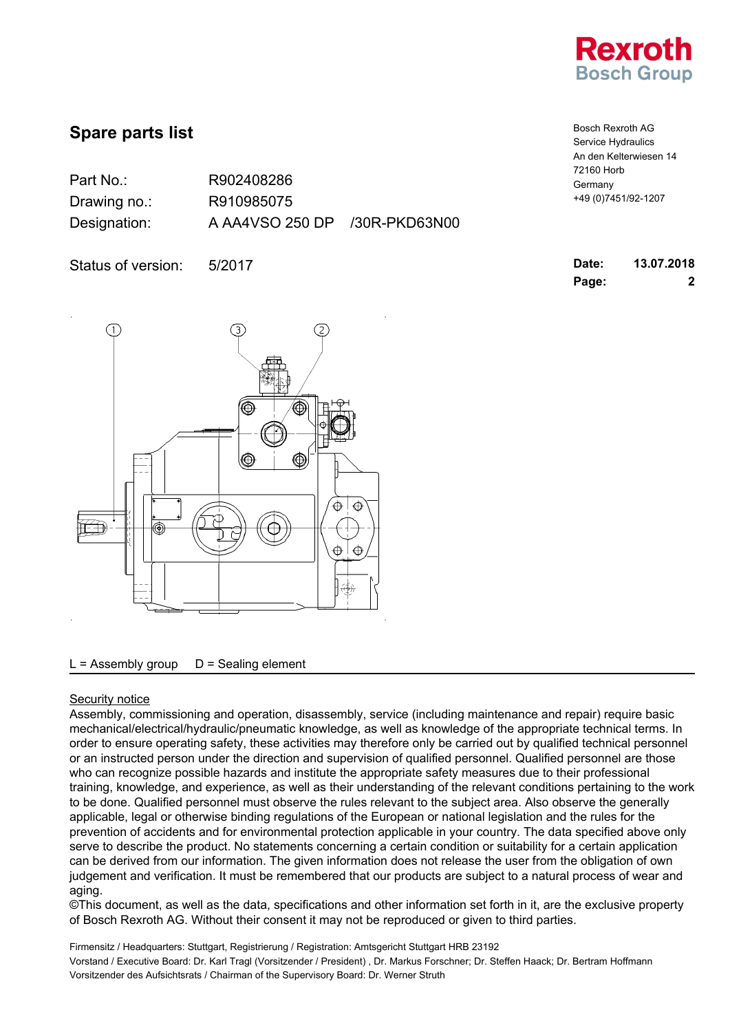Rexroth
Bosch Group

## Spare parts list

Bosch Rexroth AG
Service Hydraulics
An den Kelterwiesen 14
72160 Horb
Germany
+49 (0)7451/92-1207

| | |
|---|---|
| Part No.: | R902408286 |
| Drawing no.: | R910985075 |
| Designation: | A AA4VSO 250 DP /30R-PKD63N00 |
| Status of version: | 5/2017 |

**Date:** 13.07.2018

**Page:** 2

1 3 2

L = Assembly group D = Sealing element

Security notice

Assembly, commissioning and operation, disassembly, service (including maintenance and repair) require basic mechanical/electrical/hydraulic/pneumatic knowledge, as well as knowledge of the appropriate technical terms. In order to ensure operating safety, these activities may therefore only be carried out by qualified technical personnel or an instructed person under the direction and supervision of qualified personnel. Qualified personnel are those who can recognize possible hazards and institute the appropriate safety measures due to their professional training, knowledge, and experience, as well as their understanding of the relevant conditions pertaining to the work to be done. Qualified personnel must observe the rules relevant to the subject area. Also observe the generally applicable, legal or otherwise binding regulations of the European or national legislation and the rules for the prevention of accidents and for environmental protection applicable in your country. The data specified above only serve to describe the product. No statements concerning a certain condition or suitability for a certain application can be derived from our information. The given information does not release the user from the obligation of own judgement and verification. It must be remembered that our products are subject to a natural process of wear and aging.
©This document, as well as the data, specifications and other information set forth in it, are the exclusive property of Bosch Rexroth AG. Without their consent it may not be reproduced or given to third parties.

Firmensitz / Headquarters: Stuttgart, Registrierung / Registration: Amtsgericht Stuttgart HRB 23192
Vorstand / Executive Board: Dr. Karl Tragl (Vorsitzender / President) , Dr. Markus Forschner; Dr. Steffen Haack; Dr. Bertram Hoffmann
Vorsitzender des Aufsichtsrats / Chairman of the Supervisory Board: Dr. Werner Struth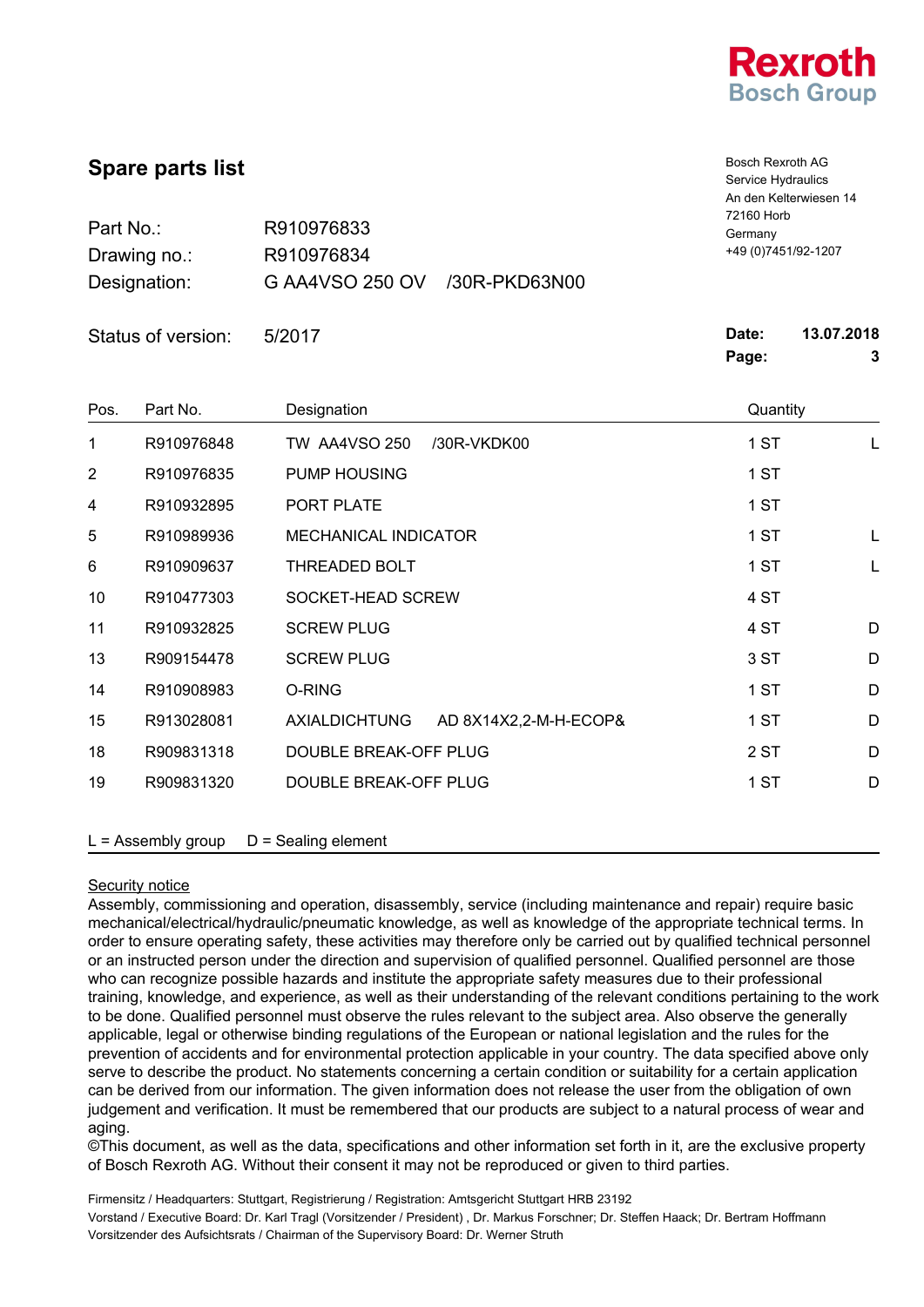Rexroth
Bosch Group

# Spare parts list

Bosch Rexroth AG
Service Hydraulics
An den Kelterwiesen 14
72160 Horb
Germany
+49 (0)7451/92-1207

Part No.: R910976833
Drawing no.: R910976834
Designation: G AA4VSO 250 OV /30R-PKD63N00

Status of version: 5/2017

**Date:** **13.07.2018**
**Page:** **3**

| Pos. | Part No. | Designation | Quantity | |
|---|---|---|---|---|
| 1 | R910976848 | TW AA4VSO 250 /30R-VKDK00 | 1 ST | L |
| 2 | R910976835 | PUMP HOUSING | 1 ST | |
| 4 | R910932895 | PORT PLATE | 1 ST | |
| 5 | R910989936 | MECHANICAL INDICATOR | 1 ST | L |
| 6 | R910909637 | THREADED BOLT | 1 ST | L |
| 10 | R910477303 | SOCKET-HEAD SCREW | 4 ST | |
| 11 | R910932825 | SCREW PLUG | 4 ST | D |
| 13 | R909154478 | SCREW PLUG | 3 ST | D |
| 14 | R910908983 | O-RING | 1 ST | D |
| 15 | R913028081 | AXIALDICHTUNG AD 8X14X2,2-M-H-ECOP& | 1 ST | D |
| 18 | R909831318 | DOUBLE BREAK-OFF PLUG | 2 ST | D |
| 19 | R909831320 | DOUBLE BREAK-OFF PLUG | 1 ST | D |

L = Assembly group D = Sealing element

Security notice

Assembly, commissioning and operation, disassembly, service (including maintenance and repair) require basic mechanical/electrical/hydraulic/pneumatic knowledge, as well as knowledge of the appropriate technical terms. In order to ensure operating safety, these activities may therefore only be carried out by qualified technical personnel or an instructed person under the direction and supervision of qualified personnel. Qualified personnel are those who can recognize possible hazards and institute the appropriate safety measures due to their professional training, knowledge, and experience, as well as their understanding of the relevant conditions pertaining to the work to be done. Qualified personnel must observe the rules relevant to the subject area. Also observe the generally applicable, legal or otherwise binding regulations of the European or national legislation and the rules for the prevention of accidents and for environmental protection applicable in your country. The data specified above only serve to describe the product. No statements concerning a certain condition or suitability for a certain application can be derived from our information. The given information does not release the user from the obligation of own judgement and verification. It must be remembered that our products are subject to a natural process of wear and aging.
©This document, as well as the data, specifications and other information set forth in it, are the exclusive property of Bosch Rexroth AG. Without their consent it may not be reproduced or given to third parties.

Firmensitz / Headquarters: Stuttgart, Registrierung / Registration: Amtsgericht Stuttgart HRB 23192
Vorstand / Executive Board: Dr. Karl Tragl (Vorsitzender / President) , Dr. Markus Forschner; Dr. Steffen Haack; Dr. Bertram Hoffmann
Vorsitzender des Aufsichtsrats / Chairman of the Supervisory Board: Dr. Werner Struth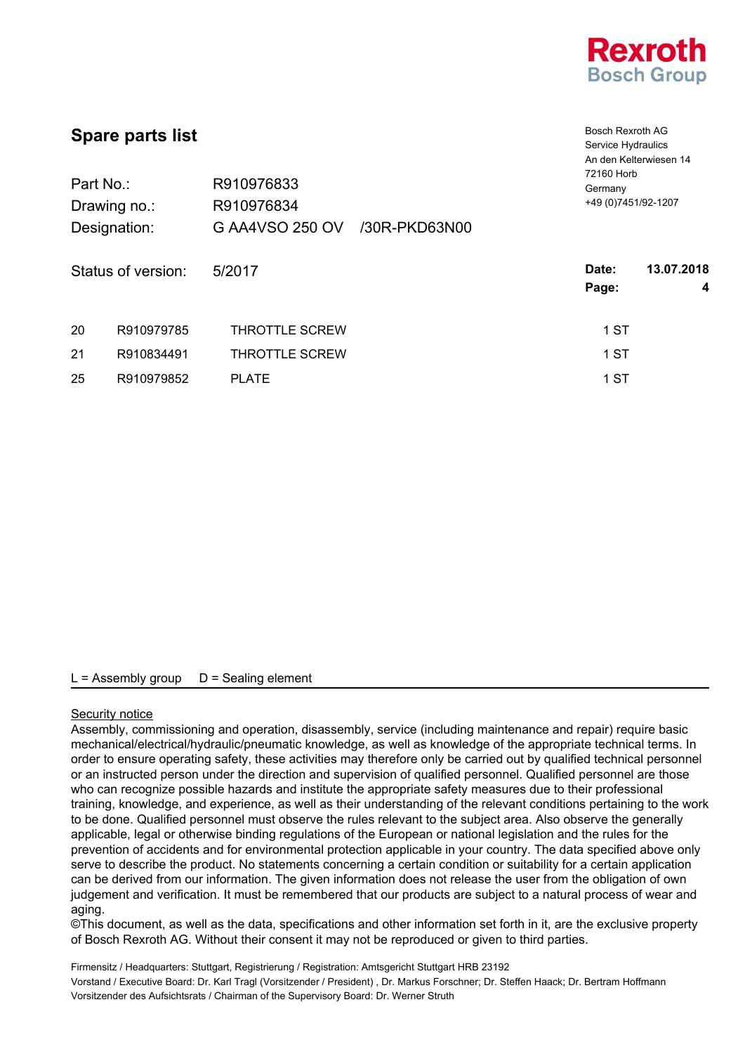Rexroth
Bosch Group

## Spare parts list

Bosch Rexroth AG
Service Hydraulics
An den Kelterwiesen 14
72160 Horb
Germany
+49 (0)7451/92-1207

| | | |
|---|---|---|
| Part No.: | R910976833 | |
| Drawing no.: | R910976834 | |
| Designation: | G AA4VSO 250 OV | /30R-PKD63N00 |
| Status of version: | 5/2017 | |

**Date:** **13.07.2018**
**Page:** **4**

| | | | |
|---|---|---|---|
| 20 | R910979785 | THROTTLE SCREW | 1 ST |
| 21 | R910834491 | THROTTLE SCREW | 1 ST |
| 25 | R910979852 | PLATE | 1 ST |

L = Assembly group D = Sealing element

Security notice
Assembly, commissioning and operation, disassembly, service (including maintenance and repair) require basic mechanical/electrical/hydraulic/pneumatic knowledge, as well as knowledge of the appropriate technical terms. In order to ensure operating safety, these activities may therefore only be carried out by qualified technical personnel or an instructed person under the direction and supervision of qualified personnel. Qualified personnel are those who can recognize possible hazards and institute the appropriate safety measures due to their professional training, knowledge, and experience, as well as their understanding of the relevant conditions pertaining to the work to be done. Qualified personnel must observe the rules relevant to the subject area. Also observe the generally applicable, legal or otherwise binding regulations of the European or national legislation and the rules for the prevention of accidents and for environmental protection applicable in your country. The data specified above only serve to describe the product. No statements concerning a certain condition or suitability for a certain application can be derived from our information. The given information does not release the user from the obligation of own judgement and verification. It must be remembered that our products are subject to a natural process of wear and aging.
©This document, as well as the data, specifications and other information set forth in it, are the exclusive property of Bosch Rexroth AG. Without their consent it may not be reproduced or given to third parties.

Firmensitz / Headquarters: Stuttgart, Registrierung / Registration: Amtsgericht Stuttgart HRB 23192
Vorstand / Executive Board: Dr. Karl Tragl (Vorsitzender / President) , Dr. Markus Forschner; Dr. Steffen Haack; Dr. Bertram Hoffmann
Vorsitzender des Aufsichtsrats / Chairman of the Supervisory Board: Dr. Werner Struth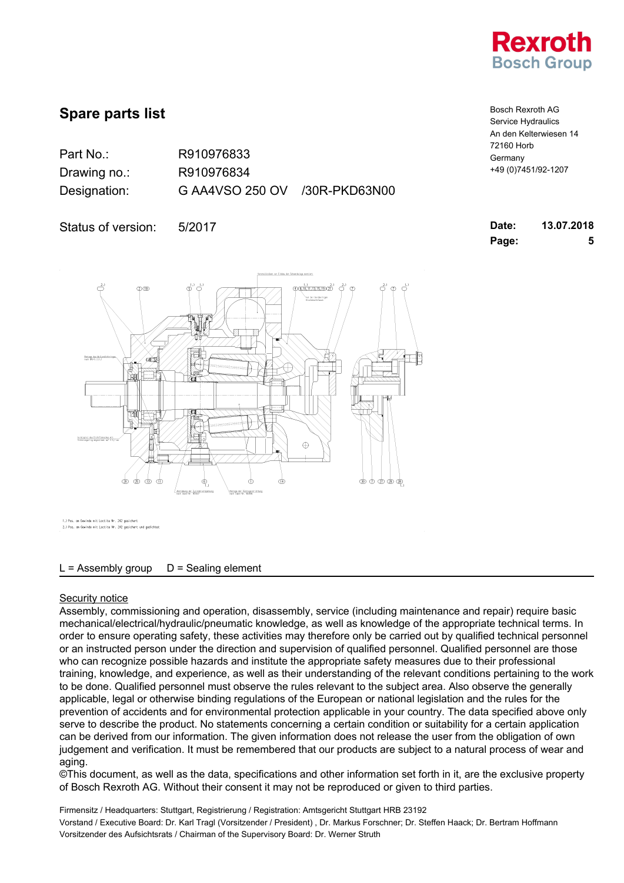Rexroth
Bosch Group

# Spare parts list

| | | |
|---|---|---|
| Part No.: | R910976833 | |
| Drawing no.: | R910976834 | |
| Designation: | G AA4VSO 250 OV | /30R-PKD63N00 |

Status of version: 5/2017

Bosch Rexroth AG
Service Hydraulics
An den Kelterwiesen 14
72160 Horb
Germany
+49 (0)7451/92-1207

**Date:** **13.07.2018**
**Page:** **5**

1.) Pos. am Gewinde mit Loctite Nr. 242 gesichert
2.) Pos. am Gewinde mit Loctite Nr. 242 gesichert und gedichtet

L = Assembly group    D = Sealing element

Security notice
Assembly, commissioning and operation, disassembly, service (including maintenance and repair) require basic mechanical/electrical/hydraulic/pneumatic knowledge, as well as knowledge of the appropriate technical terms. In order to ensure operating safety, these activities may therefore only be carried out by qualified technical personnel or an instructed person under the direction and supervision of qualified personnel. Qualified personnel are those who can recognize possible hazards and institute the appropriate safety measures due to their professional training, knowledge, and experience, as well as their understanding of the relevant conditions pertaining to the work to be done. Qualified personnel must observe the rules relevant to the subject area. Also observe the generally applicable, legal or otherwise binding regulations of the European or national legislation and the rules for the prevention of accidents and for environmental protection applicable in your country. The data specified above only serve to describe the product. No statements concerning a certain condition or suitability for a certain application can be derived from our information. The given information does not release the user from the obligation of own judgement and verification. It must be remembered that our products are subject to a natural process of wear and aging.
©This document, as well as the data, specifications and other information set forth in it, are the exclusive property of Bosch Rexroth AG. Without their consent it may not be reproduced or given to third parties.

Firmensitz / Headquarters: Stuttgart, Registrierung / Registration: Amtsgericht Stuttgart HRB 23192
Vorstand / Executive Board: Dr. Karl Tragl (Vorsitzender / President) , Dr. Markus Forschner; Dr. Steffen Haack; Dr. Bertram Hoffmann
Vorsitzender des Aufsichtsrats / Chairman of the Supervisory Board: Dr. Werner Struth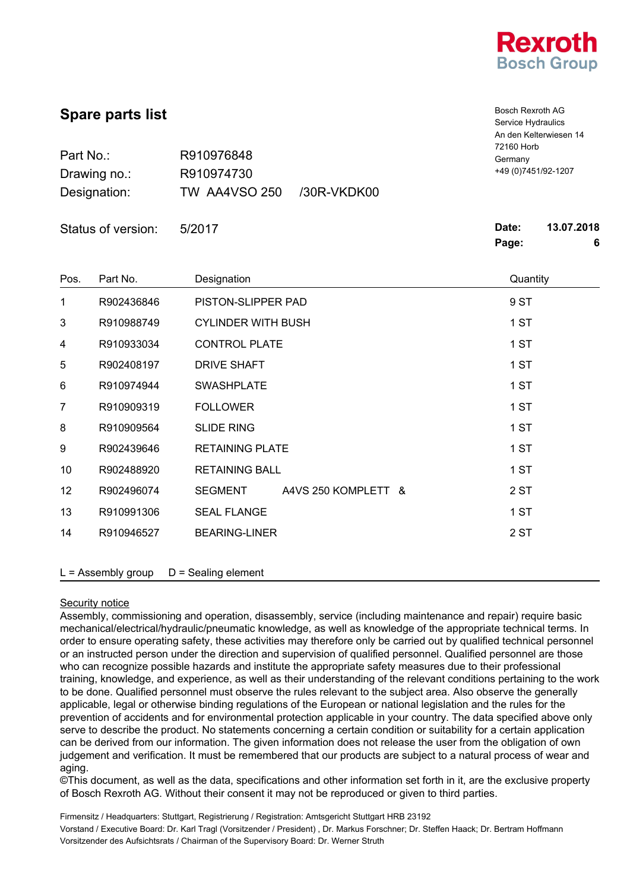Rexroth
Bosch Group

# Spare parts list

Bosch Rexroth AG
Service Hydraulics
An den Kelterwiesen 14
72160 Horb
Germany
+49 (0)7451/92-1207

| | |
|---|---|
| Part No.: | R910976848 |
| Drawing no.: | R910974730 |
| Designation: | TW AA4VSO 250 /30R-VKDK00 |
| Status of version: | 5/2017 |

**Date:** 13.07.2018
**Page:** 6

| Pos. | Part No. | Designation | Quantity |
|---|---|---|---|
| 1 | R902436846 | PISTON-SLIPPER PAD | 9 ST |
| 3 | R910988749 | CYLINDER WITH BUSH | 1 ST |
| 4 | R910933034 | CONTROL PLATE | 1 ST |
| 5 | R902408197 | DRIVE SHAFT | 1 ST |
| 6 | R910974944 | SWASHPLATE | 1 ST |
| 7 | R910909319 | FOLLOWER | 1 ST |
| 8 | R910909564 | SLIDE RING | 1 ST |
| 9 | R902439646 | RETAINING PLATE | 1 ST |
| 10 | R902488920 | RETAINING BALL | 1 ST |
| 12 | R902496074 | SEGMENT A4VS 250 KOMPLETT & | 2 ST |
| 13 | R910991306 | SEAL FLANGE | 1 ST |
| 14 | R910946527 | BEARING-LINER | 2 ST |

L = Assembly group D = Sealing element

Security notice
Assembly, commissioning and operation, disassembly, service (including maintenance and repair) require basic mechanical/electrical/hydraulic/pneumatic knowledge, as well as knowledge of the appropriate technical terms. In order to ensure operating safety, these activities may therefore only be carried out by qualified technical personnel or an instructed person under the direction and supervision of qualified personnel. Qualified personnel are those who can recognize possible hazards and institute the appropriate safety measures due to their professional training, knowledge, and experience, as well as their understanding of the relevant conditions pertaining to the work to be done. Qualified personnel must observe the rules relevant to the subject area. Also observe the generally applicable, legal or otherwise binding regulations of the European or national legislation and the rules for the prevention of accidents and for environmental protection applicable in your country. The data specified above only serve to describe the product. No statements concerning a certain condition or suitability for a certain application can be derived from our information. The given information does not release the user from the obligation of own judgement and verification. It must be remembered that our products are subject to a natural process of wear and aging.
©This document, as well as the data, specifications and other information set forth in it, are the exclusive property of Bosch Rexroth AG. Without their consent it may not be reproduced or given to third parties.

Firmensitz / Headquarters: Stuttgart, Registrierung / Registration: Amtsgericht Stuttgart HRB 23192
Vorstand / Executive Board: Dr. Karl Tragl (Vorsitzender / President) , Dr. Markus Forschner; Dr. Steffen Haack; Dr. Bertram Hoffmann
Vorsitzender des Aufsichtsrats / Chairman of the Supervisory Board: Dr. Werner Struth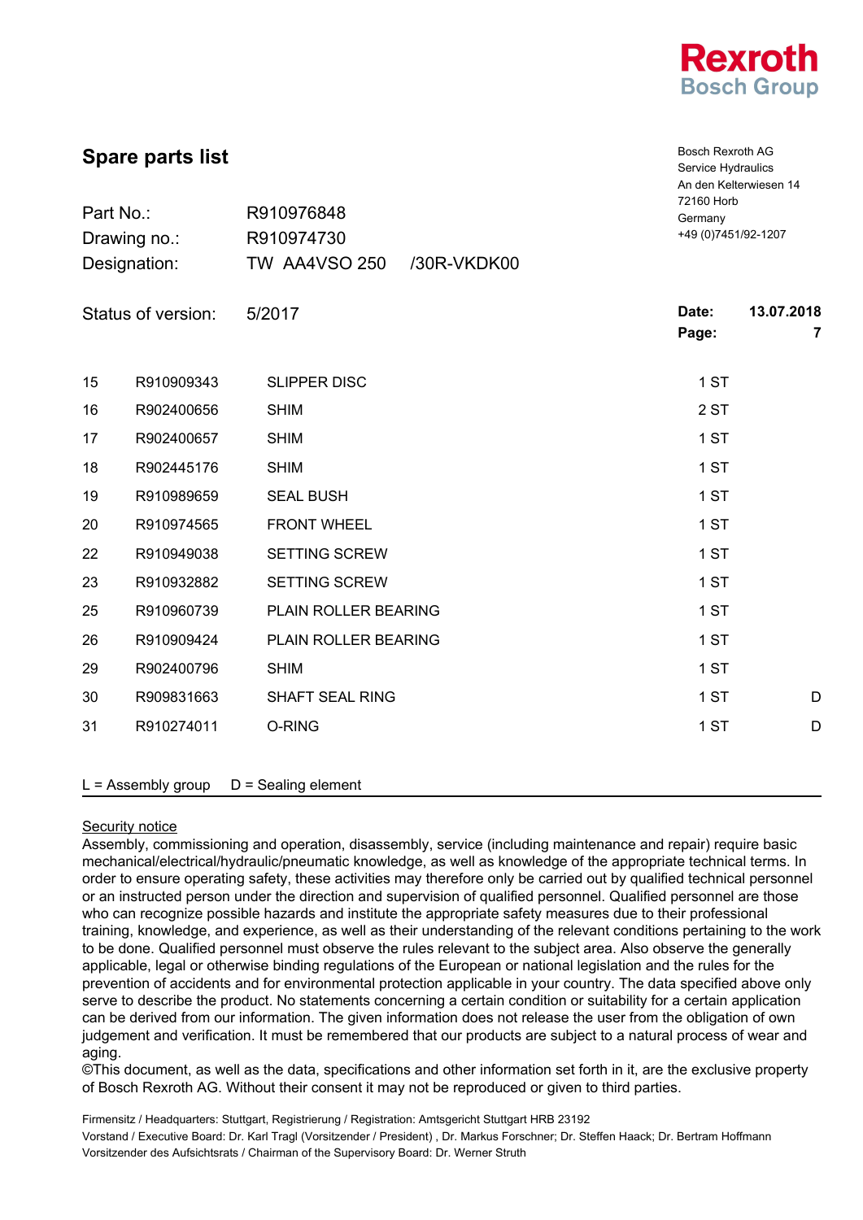Rexroth
Bosch Group

## Spare parts list

Bosch Rexroth AG
Service Hydraulics
An den Kelterwiesen 14
72160 Horb
Germany
+49 (0)7451/92-1207

Part No.: R910976848
Drawing no.: R910974730
Designation: TW AA4VSO 250 /30R-VKDK00

Status of version: 5/2017

**Date:** **13.07.2018**

| | | | | |
|---|---|---|---|---|
| 15 | R910909343 | SLIPPER DISC | 1 ST | |
| 16 | R902400656 | SHIM | 2 ST | |
| 17 | R902400657 | SHIM | 1 ST | |
| 18 | R902445176 | SHIM | 1 ST | |
| 19 | R910989659 | SEAL BUSH | 1 ST | |
| 20 | R910974565 | FRONT WHEEL | 1 ST | |
| 22 | R910949038 | SETTING SCREW | 1 ST | |
| 23 | R910932882 | SETTING SCREW | 1 ST | |
| 25 | R910960739 | PLAIN ROLLER BEARING | 1 ST | |
| 26 | R910909424 | PLAIN ROLLER BEARING | 1 ST | |
| 29 | R902400796 | SHIM | 1 ST | |
| 30 | R909831663 | SHAFT SEAL RING | 1 ST | D |
| 31 | R910274011 | O-RING | 1 ST | D |

L = Assembly group D = Sealing element

Security notice

Assembly, commissioning and operation, disassembly, service (including maintenance and repair) require basic mechanical/electrical/hydraulic/pneumatic knowledge, as well as knowledge of the appropriate technical terms. In order to ensure operating safety, these activities may therefore only be carried out by qualified technical personnel or an instructed person under the direction and supervision of qualified personnel. Qualified personnel are those who can recognize possible hazards and institute the appropriate safety measures due to their professional training, knowledge, and experience, as well as their understanding of the relevant conditions pertaining to the work to be done. Qualified personnel must observe the rules relevant to the subject area. Also observe the generally applicable, legal or otherwise binding regulations of the European or national legislation and the rules for the prevention of accidents and for environmental protection applicable in your country. The data specified above only serve to describe the product. No statements concerning a certain condition or suitability for a certain application can be derived from our information. The given information does not release the user from the obligation of own judgement and verification. It must be remembered that our products are subject to a natural process of wear and aging.
©This document, as well as the data, specifications and other information set forth in it, are the exclusive property of Bosch Rexroth AG. Without their consent it may not be reproduced or given to third parties.

Firmensitz / Headquarters: Stuttgart, Registrierung / Registration: Amtsgericht Stuttgart HRB 23192
Vorstand / Executive Board: Dr. Karl Tragl (Vorsitzender / President) , Dr. Markus Forschner; Dr. Steffen Haack; Dr. Bertram Hoffmann
Vorsitzender des Aufsichtsrats / Chairman of the Supervisory Board: Dr. Werner Struth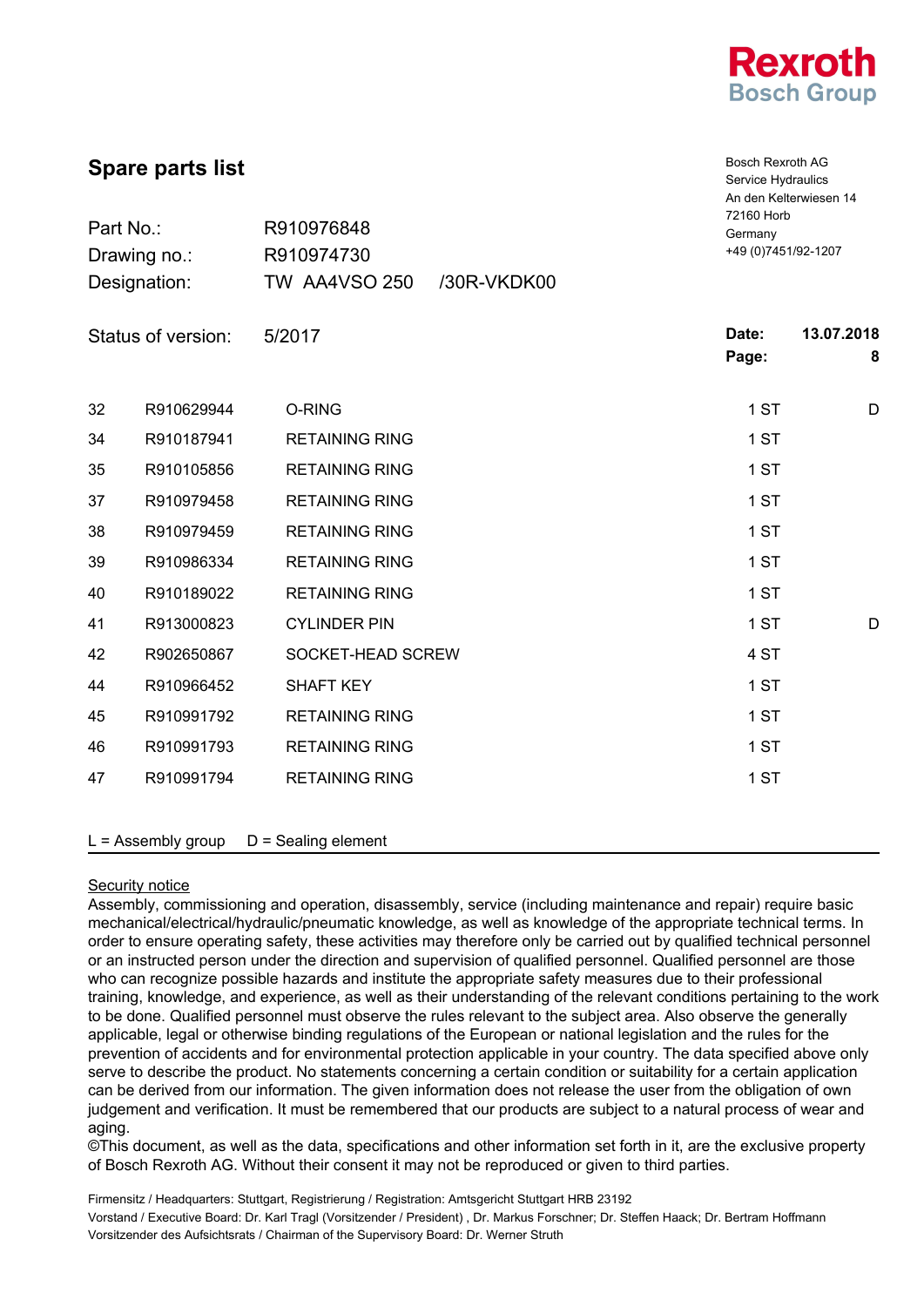Rexroth
Bosch Group

## Spare parts list

Bosch Rexroth AG
Service Hydraulics
An den Kelterwiesen 14
72160 Horb
Germany
+49 (0)7451/92-1207

| | | |
|---|---|---|
| Part No.: | R910976848 | |
| Drawing no.: | R910974730 | |
| Designation: | TW AA4VSO 250 | /30R-VKDK00 |

Status of version: 5/2017

**Date:** 13.07.2018
**Page:** 8

| | | | | |
|---|---|---|---|---|
| 32 | R910629944 | O-RING | 1 ST | D |
| 34 | R910187941 | RETAINING RING | 1 ST | |
| 35 | R910105856 | RETAINING RING | 1 ST | |
| 37 | R910979458 | RETAINING RING | 1 ST | |
| 38 | R910979459 | RETAINING RING | 1 ST | |
| 39 | R910986334 | RETAINING RING | 1 ST | |
| 40 | R910189022 | RETAINING RING | 1 ST | |
| 41 | R913000823 | CYLINDER PIN | 1 ST | D |
| 42 | R902650867 | SOCKET-HEAD SCREW | 4 ST | |
| 44 | R910966452 | SHAFT KEY | 1 ST | |
| 45 | R910991792 | RETAINING RING | 1 ST | |
| 46 | R910991793 | RETAINING RING | 1 ST | |
| 47 | R910991794 | RETAINING RING | 1 ST | |

L = Assembly group    D = Sealing element

Security notice
Assembly, commissioning and operation, disassembly, service (including maintenance and repair) require basic mechanical/electrical/hydraulic/pneumatic knowledge, as well as knowledge of the appropriate technical terms. In order to ensure operating safety, these activities may therefore only be carried out by qualified technical personnel or an instructed person under the direction and supervision of qualified personnel. Qualified personnel are those who can recognize possible hazards and institute the appropriate safety measures due to their professional training, knowledge, and experience, as well as their understanding of the relevant conditions pertaining to the work to be done. Qualified personnel must observe the rules relevant to the subject area. Also observe the generally applicable, legal or otherwise binding regulations of the European or national legislation and the rules for the prevention of accidents and for environmental protection applicable in your country. The data specified above only serve to describe the product. No statements concerning a certain condition or suitability for a certain application can be derived from our information. The given information does not release the user from the obligation of own judgement and verification. It must be remembered that our products are subject to a natural process of wear and aging.
©This document, as well as the data, specifications and other information set forth in it, are the exclusive property of Bosch Rexroth AG. Without their consent it may not be reproduced or given to third parties.

Firmensitz / Headquarters: Stuttgart, Registrierung / Registration: Amtsgericht Stuttgart HRB 23192
Vorstand / Executive Board: Dr. Karl Tragl (Vorsitzender / President) , Dr. Markus Forschner; Dr. Steffen Haack; Dr. Bertram Hoffmann
Vorsitzender des Aufsichtsrats / Chairman of the Supervisory Board: Dr. Werner Struth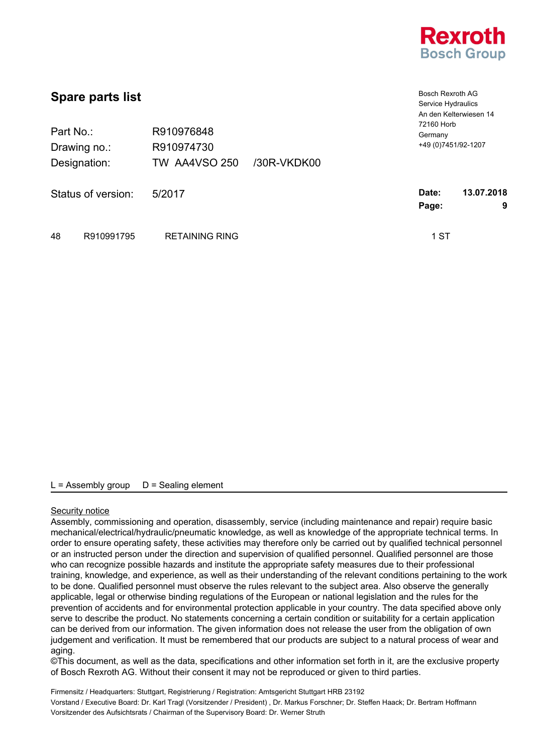Rexroth
Bosch Group

## Spare parts list

Bosch Rexroth AG
Service Hydraulics
An den Kelterwiesen 14
72160 Horb
Germany
+49 (0)7451/92-1207

Part No.: R910976848
Drawing no.: R910974730
Designation: TW AA4VSO 250 /30R-VKDK00

Status of version: 5/2017

**Date:** 13.07.2018
**Page:** 9

| | | | |
|---|---|---|---|
| 48 | R910991795 | RETAINING RING | 1 ST |

L = Assembly group D = Sealing element

Security notice
Assembly, commissioning and operation, disassembly, service (including maintenance and repair) require basic mechanical/electrical/hydraulic/pneumatic knowledge, as well as knowledge of the appropriate technical terms. In order to ensure operating safety, these activities may therefore only be carried out by qualified technical personnel or an instructed person under the direction and supervision of qualified personnel. Qualified personnel are those who can recognize possible hazards and institute the appropriate safety measures due to their professional training, knowledge, and experience, as well as their understanding of the relevant conditions pertaining to the work to be done. Qualified personnel must observe the rules relevant to the subject area. Also observe the generally applicable, legal or otherwise binding regulations of the European or national legislation and the rules for the prevention of accidents and for environmental protection applicable in your country. The data specified above only serve to describe the product. No statements concerning a certain condition or suitability for a certain application can be derived from our information. The given information does not release the user from the obligation of own judgement and verification. It must be remembered that our products are subject to a natural process of wear and aging.
©This document, as well as the data, specifications and other information set forth in it, are the exclusive property of Bosch Rexroth AG. Without their consent it may not be reproduced or given to third parties.

Firmensitz / Headquarters: Stuttgart, Registrierung / Registration: Amtsgericht Stuttgart HRB 23192
Vorstand / Executive Board: Dr. Karl Tragl (Vorsitzender / President) , Dr. Markus Forschner; Dr. Steffen Haack; Dr. Bertram Hoffmann
Vorsitzender des Aufsichtsrats / Chairman of the Supervisory Board: Dr. Werner Struth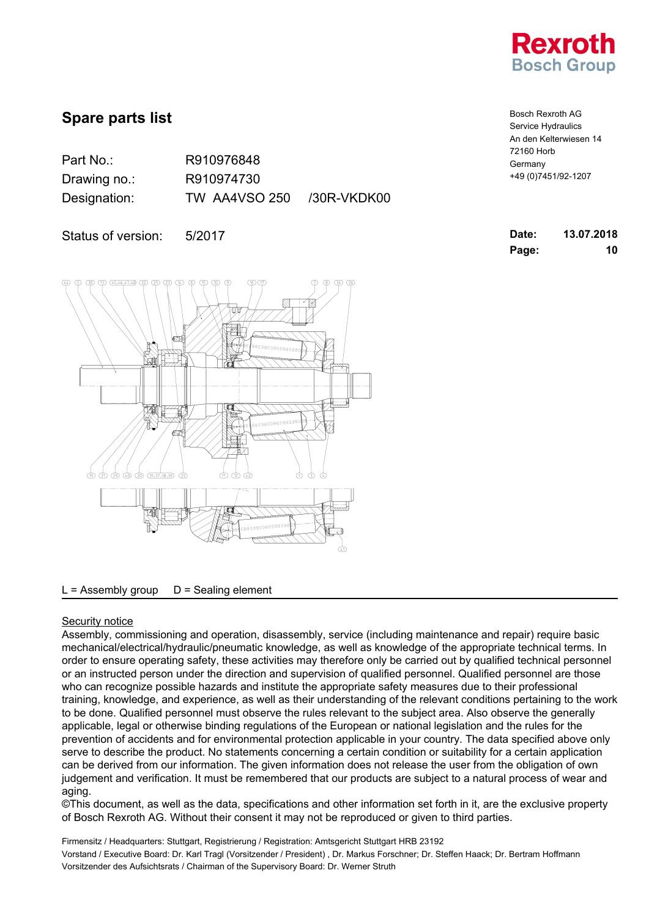# Spare parts list

Bosch Rexroth AG
Service Hydraulics
An den Kelterwiesen 14
72160 Horb
Germany
+49 (0)7451/92-1207

| | |
|---|---|
| Part No.: | R910976848 |
| Drawing no.: | R910974730 |
| Designation: | TW AA4VSO 250 /30R-VKDK00 |

Status of version: 5/2017

**Date:** 13.07.2018
**Page:** 10

L = Assembly group D = Sealing element

<u>Security notice</u>

Assembly, commissioning and operation, disassembly, service (including maintenance and repair) require basic mechanical/electrical/hydraulic/pneumatic knowledge, as well as knowledge of the appropriate technical terms. In order to ensure operating safety, these activities may therefore only be carried out by qualified technical personnel or an instructed person under the direction and supervision of qualified personnel. Qualified personnel are those who can recognize possible hazards and institute the appropriate safety measures due to their professional training, knowledge, and experience, as well as their understanding of the relevant conditions pertaining to the work to be done. Qualified personnel must observe the rules relevant to the subject area. Also observe the generally applicable, legal or otherwise binding regulations of the European or national legislation and the rules for the prevention of accidents and for environmental protection applicable in your country. The data specified above only serve to describe the product. No statements concerning a certain condition or suitability for a certain application can be derived from our information. The given information does not release the user from the obligation of own judgement and verification. It must be remembered that our products are subject to a natural process of wear and aging.
©This document, as well as the data, specifications and other information set forth in it, are the exclusive property of Bosch Rexroth AG. Without their consent it may not be reproduced or given to third parties.

Firmensitz / Headquarters: Stuttgart, Registrierung / Registration: Amtsgericht Stuttgart HRB 23192
Vorstand / Executive Board: Dr. Karl Tragl (Vorsitzender / President) , Dr. Markus Forschner; Dr. Steffen Haack; Dr. Bertram Hoffmann
Vorsitzender des Aufsichtsrats / Chairman of the Supervisory Board: Dr. Werner Struth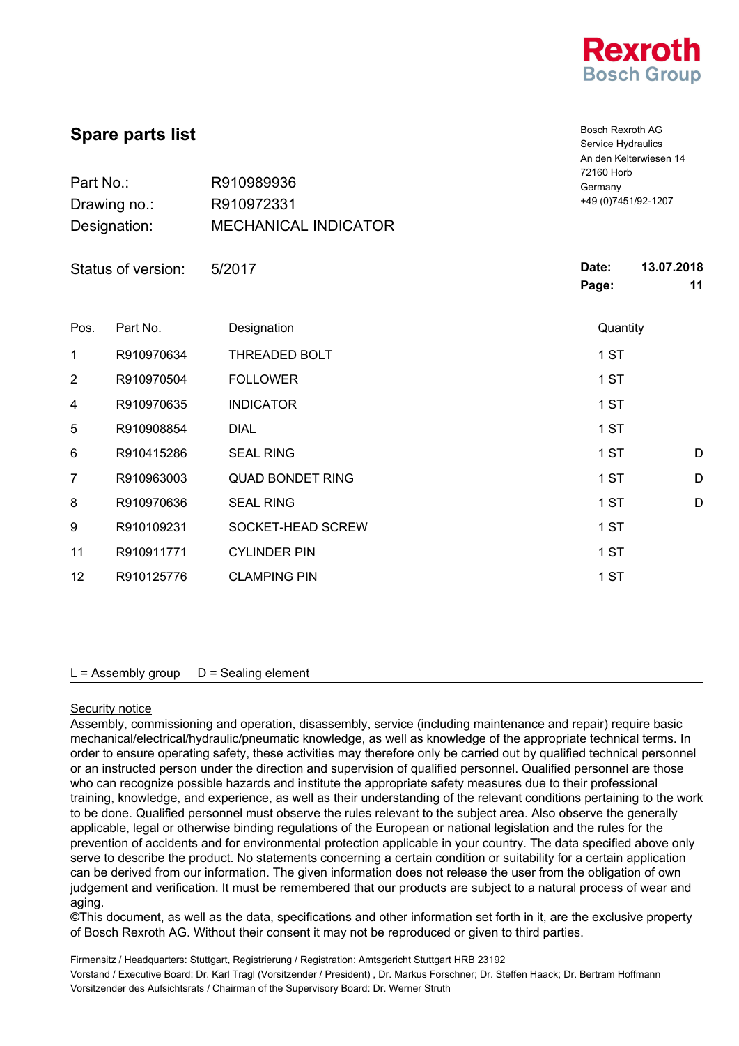Rexroth
Bosch Group

# Spare parts list

Bosch Rexroth AG
Service Hydraulics
An den Kelterwiesen 14
72160 Horb
Germany
+49 (0)7451/92-1207

| | |
|---|---|
| Part No.: | R910989936 |
| Drawing no.: | R910972331 |
| Designation: | MECHANICAL INDICATOR |
| Status of version: | 5/2017 |

**Date:** 13.07.2018
**Page:** 11

| Pos. | Part No. | Designation | Quantity | |
|---|---|---|---|---|
| 1 | R910970634 | THREADED BOLT | 1 ST | |
| 2 | R910970504 | FOLLOWER | 1 ST | |
| 4 | R910970635 | INDICATOR | 1 ST | |
| 5 | R910908854 | DIAL | 1 ST | |
| 6 | R910415286 | SEAL RING | 1 ST | D |
| 7 | R910963003 | QUAD BONDET RING | 1 ST | D |
| 8 | R910970636 | SEAL RING | 1 ST | D |
| 9 | R910109231 | SOCKET-HEAD SCREW | 1 ST | |
| 11 | R910911771 | CYLINDER PIN | 1 ST | |
| 12 | R910125776 | CLAMPING PIN | 1 ST | |

L = Assembly group D = Sealing element

Security notice

Assembly, commissioning and operation, disassembly, service (including maintenance and repair) require basic mechanical/electrical/hydraulic/pneumatic knowledge, as well as knowledge of the appropriate technical terms. In order to ensure operating safety, these activities may therefore only be carried out by qualified technical personnel or an instructed person under the direction and supervision of qualified personnel. Qualified personnel are those who can recognize possible hazards and institute the appropriate safety measures due to their professional training, knowledge, and experience, as well as their understanding of the relevant conditions pertaining to the work to be done. Qualified personnel must observe the rules relevant to the subject area. Also observe the generally applicable, legal or otherwise binding regulations of the European or national legislation and the rules for the prevention of accidents and for environmental protection applicable in your country. The data specified above only serve to describe the product. No statements concerning a certain condition or suitability for a certain application can be derived from our information. The given information does not release the user from the obligation of own judgement and verification. It must be remembered that our products are subject to a natural process of wear and aging.
©This document, as well as the data, specifications and other information set forth in it, are the exclusive property of Bosch Rexroth AG. Without their consent it may not be reproduced or given to third parties.

Firmensitz / Headquarters: Stuttgart, Registrierung / Registration: Amtsgericht Stuttgart HRB 23192
Vorstand / Executive Board: Dr. Karl Tragl (Vorsitzender / President) , Dr. Markus Forschner; Dr. Steffen Haack; Dr. Bertram Hoffmann
Vorsitzender des Aufsichtsrats / Chairman of the Supervisory Board: Dr. Werner Struth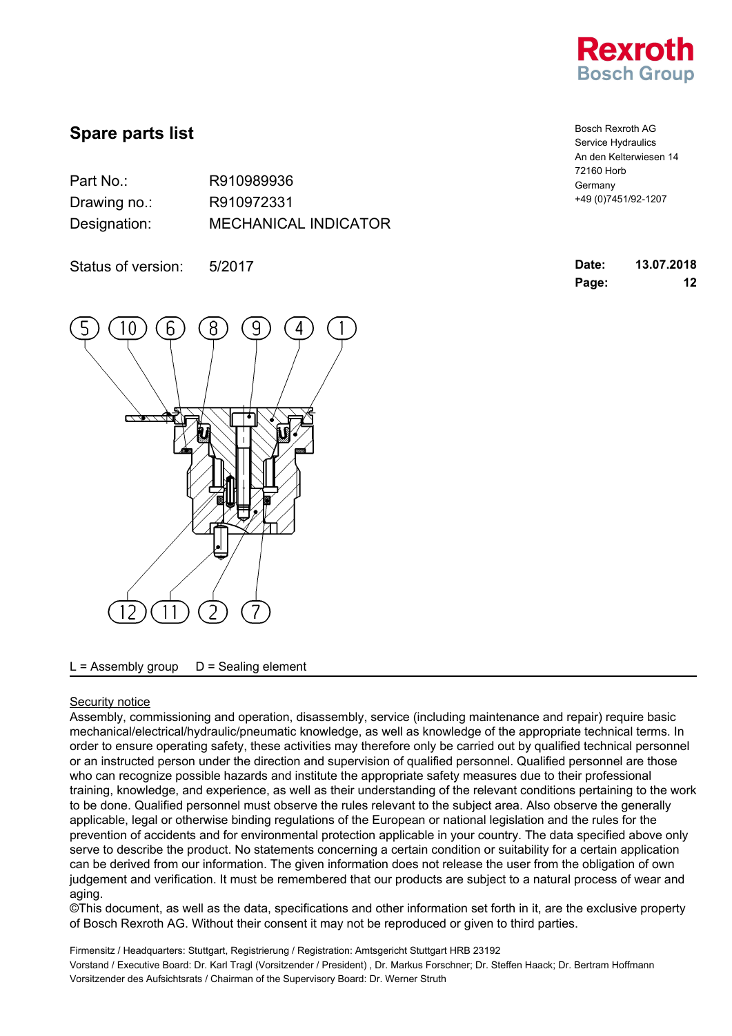Rexroth
Bosch Group

## Spare parts list

Bosch Rexroth AG
Service Hydraulics
An den Kelterwiesen 14
72160 Horb
Germany
+49 (0)7451/92-1207

| | |
|---|---|
| Part No.: | R910989936 |
| Drawing no.: | R910972331 |
| Designation: | MECHANICAL INDICATOR |
| Status of version: | 5/2017 |

**Date:** 13.07.2018
**Page:** 12

L = Assembly group D = Sealing element

Security notice

Assembly, commissioning and operation, disassembly, service (including maintenance and repair) require basic mechanical/electrical/hydraulic/pneumatic knowledge, as well as knowledge of the appropriate technical terms. In order to ensure operating safety, these activities may therefore only be carried out by qualified technical personnel or an instructed person under the direction and supervision of qualified personnel. Qualified personnel are those who can recognize possible hazards and institute the appropriate safety measures due to their professional training, knowledge, and experience, as well as their understanding of the relevant conditions pertaining to the work to be done. Qualified personnel must observe the rules relevant to the subject area. Also observe the generally applicable, legal or otherwise binding regulations of the European or national legislation and the rules for the prevention of accidents and for environmental protection applicable in your country. The data specified above only serve to describe the product. No statements concerning a certain condition or suitability for a certain application can be derived from our information. The given information does not release the user from the obligation of own judgement and verification. It must be remembered that our products are subject to a natural process of wear and aging.
©This document, as well as the data, specifications and other information set forth in it, are the exclusive property of Bosch Rexroth AG. Without their consent it may not be reproduced or given to third parties.

Firmensitz / Headquarters: Stuttgart, Registrierung / Registration: Amtsgericht Stuttgart HRB 23192
Vorstand / Executive Board: Dr. Karl Tragl (Vorsitzender / President) , Dr. Markus Forschner; Dr. Steffen Haack; Dr. Bertram Hoffmann
Vorsitzender des Aufsichtsrats / Chairman of the Supervisory Board: Dr. Werner Struth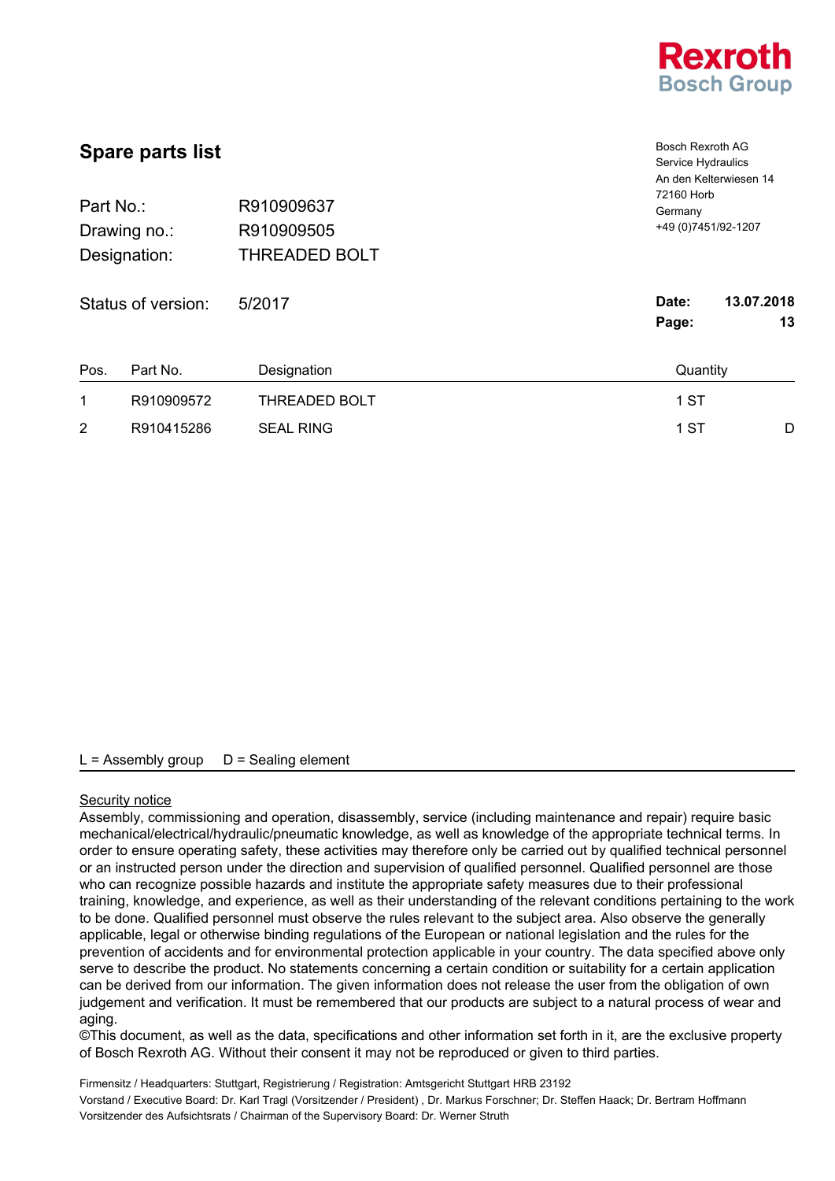Rexroth
Bosch Group

## Spare parts list

Bosch Rexroth AG
Service Hydraulics
An den Kelterwiesen 14
72160 Horb
Germany
+49 (0)7451/92-1207

| | |
|---|---|
| Part No.: | R910909637 |
| Drawing no.: | R910909505 |
| Designation: | THREADED BOLT |
| Status of version: | 5/2017 |

**Date:** 13.07.2018
**Page:** 13

| Pos. | Part No. | Designation | Quantity | |
|---|---|---|---|---|
| 1 | R910909572 | THREADED BOLT | 1 ST | |
| 2 | R910415286 | SEAL RING | 1 ST | D |

L = Assembly group     D = Sealing element

Security notice

Assembly, commissioning and operation, disassembly, service (including maintenance and repair) require basic mechanical/electrical/hydraulic/pneumatic knowledge, as well as knowledge of the appropriate technical terms. In order to ensure operating safety, these activities may therefore only be carried out by qualified technical personnel or an instructed person under the direction and supervision of qualified personnel. Qualified personnel are those who can recognize possible hazards and institute the appropriate safety measures due to their professional training, knowledge, and experience, as well as their understanding of the relevant conditions pertaining to the work to be done. Qualified personnel must observe the rules relevant to the subject area. Also observe the generally applicable, legal or otherwise binding regulations of the European or national legislation and the rules for the prevention of accidents and for environmental protection applicable in your country. The data specified above only serve to describe the product. No statements concerning a certain condition or suitability for a certain application can be derived from our information. The given information does not release the user from the obligation of own judgement and verification. It must be remembered that our products are subject to a natural process of wear and aging.
©This document, as well as the data, specifications and other information set forth in it, are the exclusive property of Bosch Rexroth AG. Without their consent it may not be reproduced or given to third parties.

Firmensitz / Headquarters: Stuttgart, Registrierung / Registration: Amtsgericht Stuttgart HRB 23192
Vorstand / Executive Board: Dr. Karl Tragl (Vorsitzender / President) , Dr. Markus Forschner; Dr. Steffen Haack; Dr. Bertram Hoffmann
Vorsitzender des Aufsichtsrats / Chairman of the Supervisory Board: Dr. Werner Struth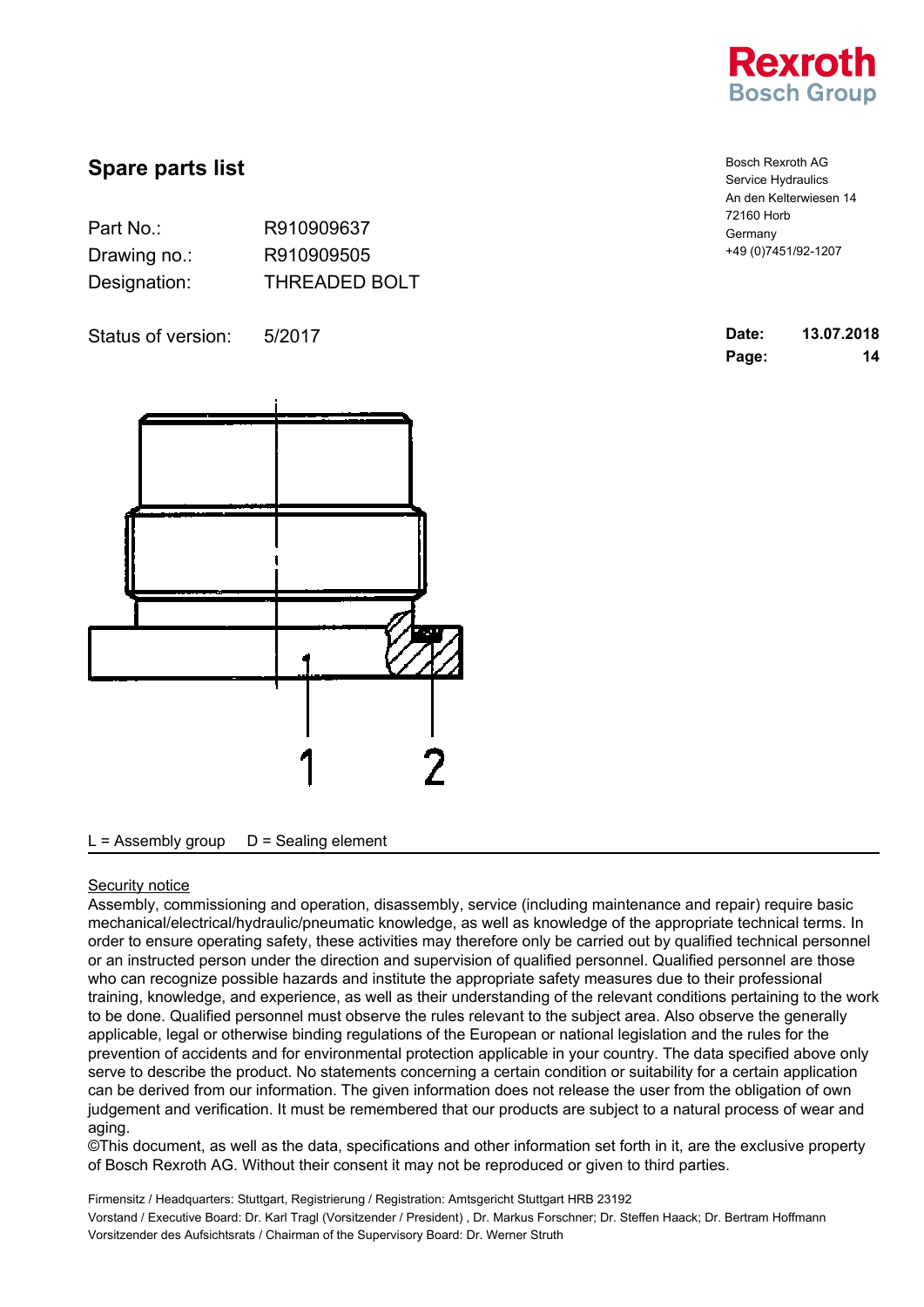Rexroth
Bosch Group

# Spare parts list

Bosch Rexroth AG
Service Hydraulics
An den Kelterwiesen 14
72160 Horb
Germany
+49 (0)7451/92-1207

Part No.: R910909637
Drawing no.: R910909505
Designation: THREADED BOLT

Status of version: 5/2017

**Date:** **13.07.2018**
**Page:** **14**

1 2

L = Assembly group D = Sealing element

<u>Security notice</u>

Assembly, commissioning and operation, disassembly, service (including maintenance and repair) require basic mechanical/electrical/hydraulic/pneumatic knowledge, as well as knowledge of the appropriate technical terms. In order to ensure operating safety, these activities may therefore only be carried out by qualified technical personnel or an instructed person under the direction and supervision of qualified personnel. Qualified personnel are those who can recognize possible hazards and institute the appropriate safety measures due to their professional training, knowledge, and experience, as well as their understanding of the relevant conditions pertaining to the work to be done. Qualified personnel must observe the rules relevant to the subject area. Also observe the generally applicable, legal or otherwise binding regulations of the European or national legislation and the rules for the prevention of accidents and for environmental protection applicable in your country. The data specified above only serve to describe the product. No statements concerning a certain condition or suitability for a certain application can be derived from our information. The given information does not release the user from the obligation of own judgement and verification. It must be remembered that our products are subject to a natural process of wear and aging.
©This document, as well as the data, specifications and other information set forth in it, are the exclusive property of Bosch Rexroth AG. Without their consent it may not be reproduced or given to third parties.

Firmensitz / Headquarters: Stuttgart, Registrierung / Registration: Amtsgericht Stuttgart HRB 23192
Vorstand / Executive Board: Dr. Karl Tragl (Vorsitzender / President) , Dr. Markus Forschner; Dr. Steffen Haack; Dr. Bertram Hoffmann
Vorsitzender des Aufsichtsrats / Chairman of the Supervisory Board: Dr. Werner Struth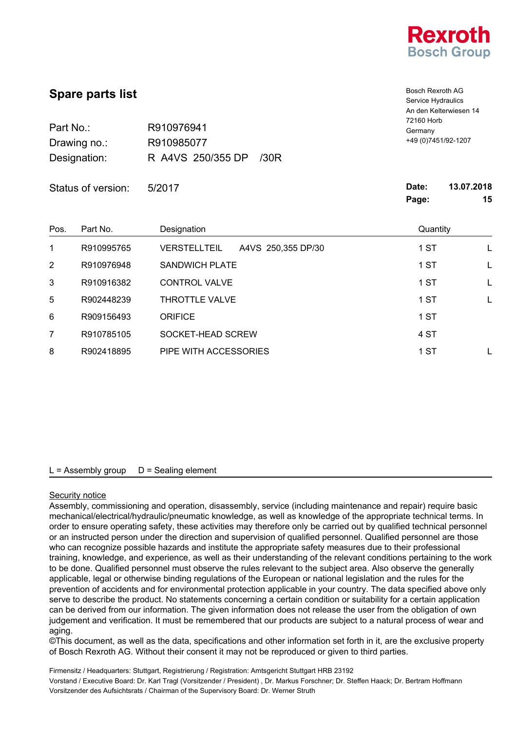Rexroth
Bosch Group

## Spare parts list

Bosch Rexroth AG
Service Hydraulics
An den Kelterwiesen 14
72160 Horb
Germany
+49 (0)7451/92-1207

Part No.: R910976941
Drawing no.: R910985077
Designation: R A4VS 250/355 DP /30R

Status of version: 5/2017

**Date:** **13.07.2018**
**Page:** **15**

| Pos. | Part No. | Designation | Quantity | |
|---|---|---|---|---|
| 1 | R910995765 | VERSTELLTEIL A4VS 250,355 DP/30 | 1 ST | L |
| 2 | R910976948 | SANDWICH PLATE | 1 ST | L |
| 3 | R910916382 | CONTROL VALVE | 1 ST | L |
| 5 | R902448239 | THROTTLE VALVE | 1 ST | L |
| 6 | R909156493 | ORIFICE | 1 ST | |
| 7 | R910785105 | SOCKET-HEAD SCREW | 4 ST | |
| 8 | R902418895 | PIPE WITH ACCESSORIES | 1 ST | L |

L = Assembly group D = Sealing element

Security notice
Assembly, commissioning and operation, disassembly, service (including maintenance and repair) require basic mechanical/electrical/hydraulic/pneumatic knowledge, as well as knowledge of the appropriate technical terms. In order to ensure operating safety, these activities may therefore only be carried out by qualified technical personnel or an instructed person under the direction and supervision of qualified personnel. Qualified personnel are those who can recognize possible hazards and institute the appropriate safety measures due to their professional training, knowledge, and experience, as well as their understanding of the relevant conditions pertaining to the work to be done. Qualified personnel must observe the rules relevant to the subject area. Also observe the generally applicable, legal or otherwise binding regulations of the European or national legislation and the rules for the prevention of accidents and for environmental protection applicable in your country. The data specified above only serve to describe the product. No statements concerning a certain condition or suitability for a certain application can be derived from our information. The given information does not release the user from the obligation of own judgement and verification. It must be remembered that our products are subject to a natural process of wear and aging.
©This document, as well as the data, specifications and other information set forth in it, are the exclusive property of Bosch Rexroth AG. Without their consent it may not be reproduced or given to third parties.

Firmensitz / Headquarters: Stuttgart, Registrierung / Registration: Amtsgericht Stuttgart HRB 23192
Vorstand / Executive Board: Dr. Karl Tragl (Vorsitzender / President) , Dr. Markus Forschner; Dr. Steffen Haack; Dr. Bertram Hoffmann
Vorsitzender des Aufsichtsrats / Chairman of the Supervisory Board: Dr. Werner Struth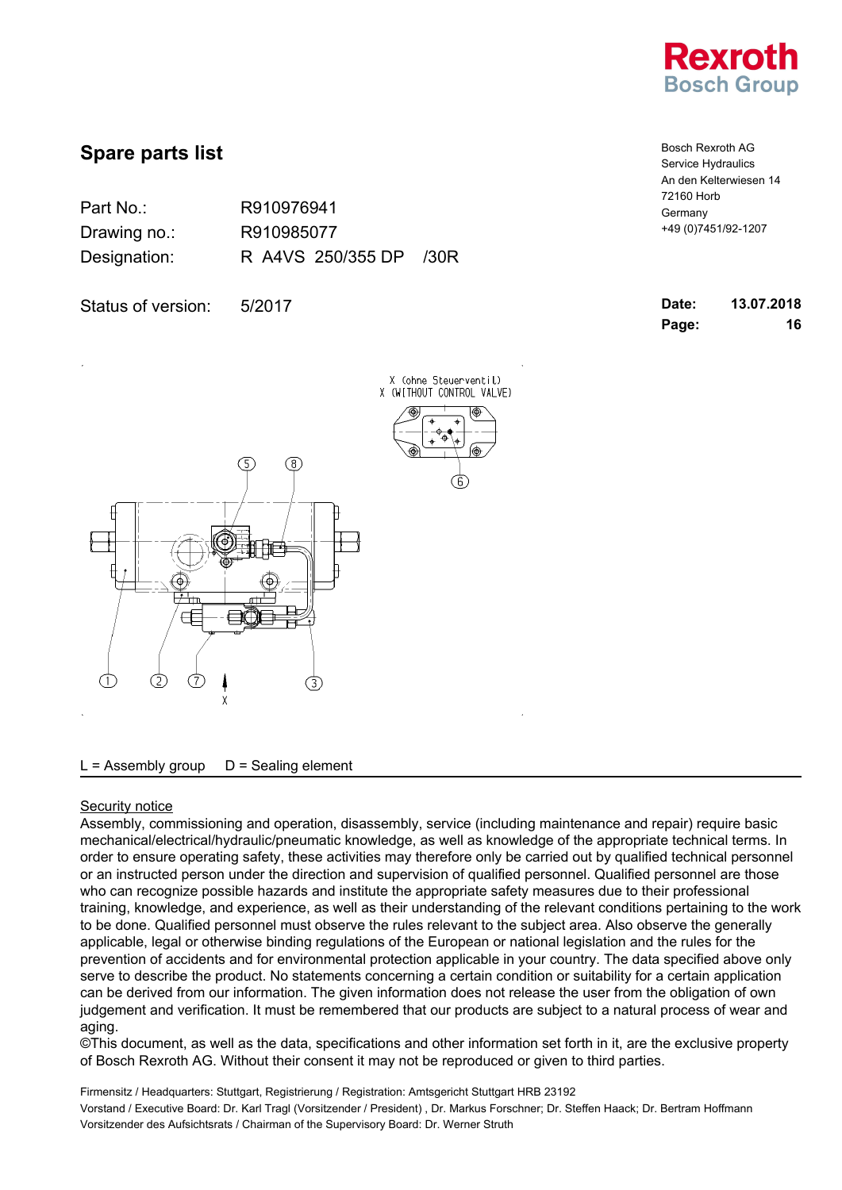Rexroth
Bosch Group

## Spare parts list

Bosch Rexroth AG
Service Hydraulics
An den Kelterwiesen 14
72160 Horb
Germany
+49 (0)7451/92-1207

| | |
|---|---|
| Part No.: | R910976941 |
| Drawing no.: | R910985077 |
| Designation: | R A4VS 250/355 DP /30R |

Status of version: 5/2017

**Date:** 13.07.2018
**Page:** 16

X (ohne Steuerventil)
X (WITHOUT CONTROL VALVE)

6

5 8

1 2 7 X 3

L = Assembly group    D = Sealing element

<u>Security notice</u>

Assembly, commissioning and operation, disassembly, service (including maintenance and repair) require basic mechanical/electrical/hydraulic/pneumatic knowledge, as well as knowledge of the appropriate technical terms. In order to ensure operating safety, these activities may therefore only be carried out by qualified technical personnel or an instructed person under the direction and supervision of qualified personnel. Qualified personnel are those who can recognize possible hazards and institute the appropriate safety measures due to their professional training, knowledge, and experience, as well as their understanding of the relevant conditions pertaining to the work to be done. Qualified personnel must observe the rules relevant to the subject area. Also observe the generally applicable, legal or otherwise binding regulations of the European or national legislation and the rules for the prevention of accidents and for environmental protection applicable in your country. The data specified above only serve to describe the product. No statements concerning a certain condition or suitability for a certain application can be derived from our information. The given information does not release the user from the obligation of own judgement and verification. It must be remembered that our products are subject to a natural process of wear and aging.
©This document, as well as the data, specifications and other information set forth in it, are the exclusive property of Bosch Rexroth AG. Without their consent it may not be reproduced or given to third parties.

Firmensitz / Headquarters: Stuttgart, Registrierung / Registration: Amtsgericht Stuttgart HRB 23192
Vorstand / Executive Board: Dr. Karl Tragl (Vorsitzender / President) , Dr. Markus Forschner; Dr. Steffen Haack; Dr. Bertram Hoffmann
Vorsitzender des Aufsichtsrats / Chairman of the Supervisory Board: Dr. Werner Struth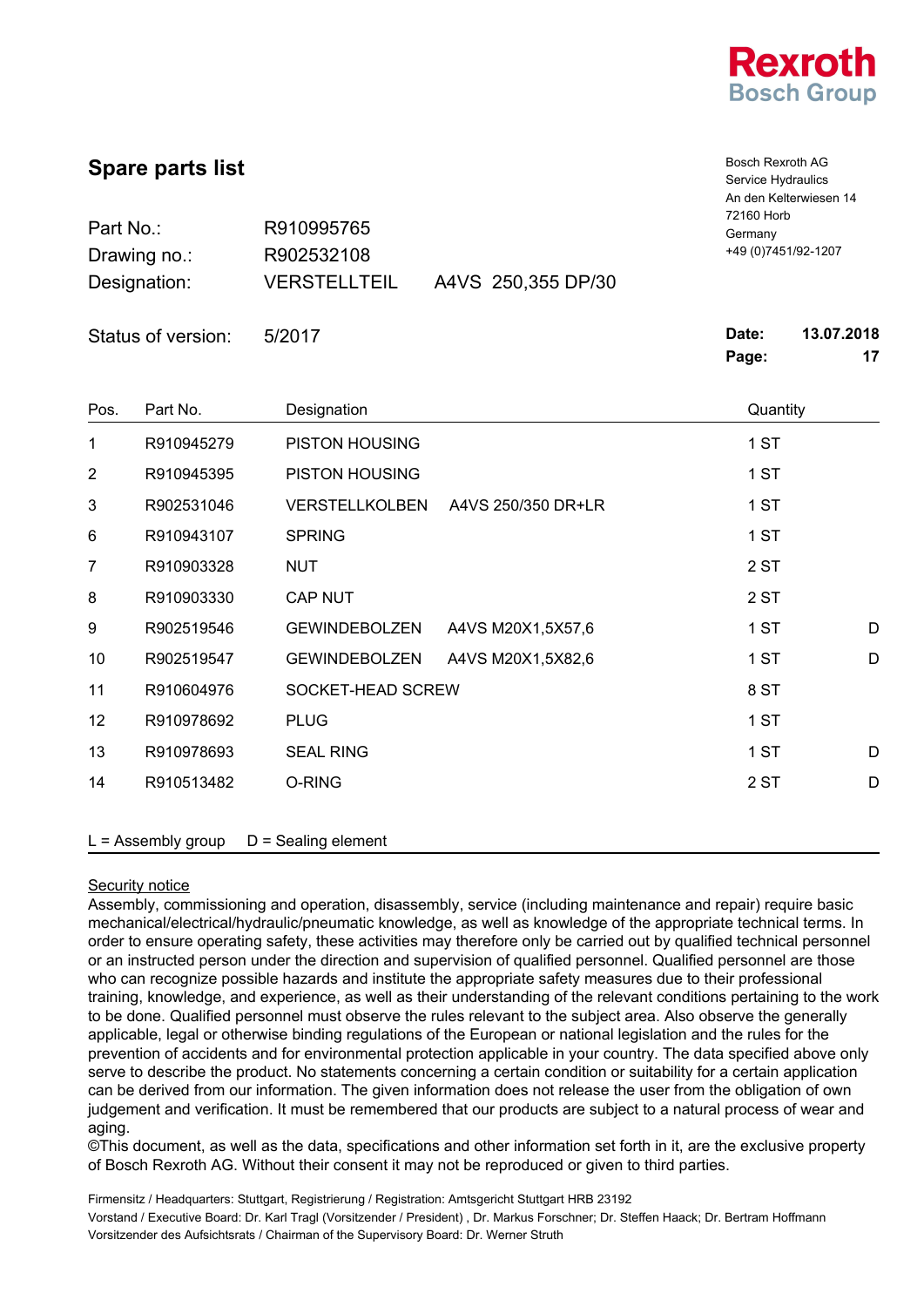Rexroth
Bosch Group

# Spare parts list

Bosch Rexroth AG
Service Hydraulics
An den Kelterwiesen 14
72160 Horb
Germany
+49 (0)7451/92-1207

Part No.: R910995765
Drawing no.: R902532108
Designation: VERSTELLTEIL A4VS 250,355 DP/30

Status of version: 5/2017

**Date:** 13.07.2018
**Page:** 17

| Pos. | Part No. | Designation | | Quantity | |
|---|---|---|---|---|---|
| 1 | R910945279 | PISTON HOUSING | | 1 ST | |
| 2 | R910945395 | PISTON HOUSING | | 1 ST | |
| 3 | R902531046 | VERSTELLKOLBEN | A4VS 250/350 DR+LR | 1 ST | |
| 6 | R910943107 | SPRING | | 1 ST | |
| 7 | R910903328 | NUT | | 2 ST | |
| 8 | R910903330 | CAP NUT | | 2 ST | |
| 9 | R902519546 | GEWINDEBOLZEN | A4VS M20X1,5X57,6 | 1 ST | D |
| 10 | R902519547 | GEWINDEBOLZEN | A4VS M20X1,5X82,6 | 1 ST | D |
| 11 | R910604976 | SOCKET-HEAD SCREW | | 8 ST | |
| 12 | R910978692 | PLUG | | 1 ST | |
| 13 | R910978693 | SEAL RING | | 1 ST | D |
| 14 | R910513482 | O-RING | | 2 ST | D |

L = Assembly group D = Sealing element

Security notice
Assembly, commissioning and operation, disassembly, service (including maintenance and repair) require basic mechanical/electrical/hydraulic/pneumatic knowledge, as well as knowledge of the appropriate technical terms. In order to ensure operating safety, these activities may therefore only be carried out by qualified technical personnel or an instructed person under the direction and supervision of qualified personnel. Qualified personnel are those who can recognize possible hazards and institute the appropriate safety measures due to their professional training, knowledge, and experience, as well as their understanding of the relevant conditions pertaining to the work to be done. Qualified personnel must observe the rules relevant to the subject area. Also observe the generally applicable, legal or otherwise binding regulations of the European or national legislation and the rules for the prevention of accidents and for environmental protection applicable in your country. The data specified above only serve to describe the product. No statements concerning a certain condition or suitability for a certain application can be derived from our information. The given information does not release the user from the obligation of own judgement and verification. It must be remembered that our products are subject to a natural process of wear and aging.
©This document, as well as the data, specifications and other information set forth in it, are the exclusive property of Bosch Rexroth AG. Without their consent it may not be reproduced or given to third parties.

Firmensitz / Headquarters: Stuttgart, Registrierung / Registration: Amtsgericht Stuttgart HRB 23192
Vorstand / Executive Board: Dr. Karl Tragl (Vorsitzender / President) , Dr. Markus Forschner; Dr. Steffen Haack; Dr. Bertram Hoffmann
Vorsitzender des Aufsichtsrats / Chairman of the Supervisory Board: Dr. Werner Struth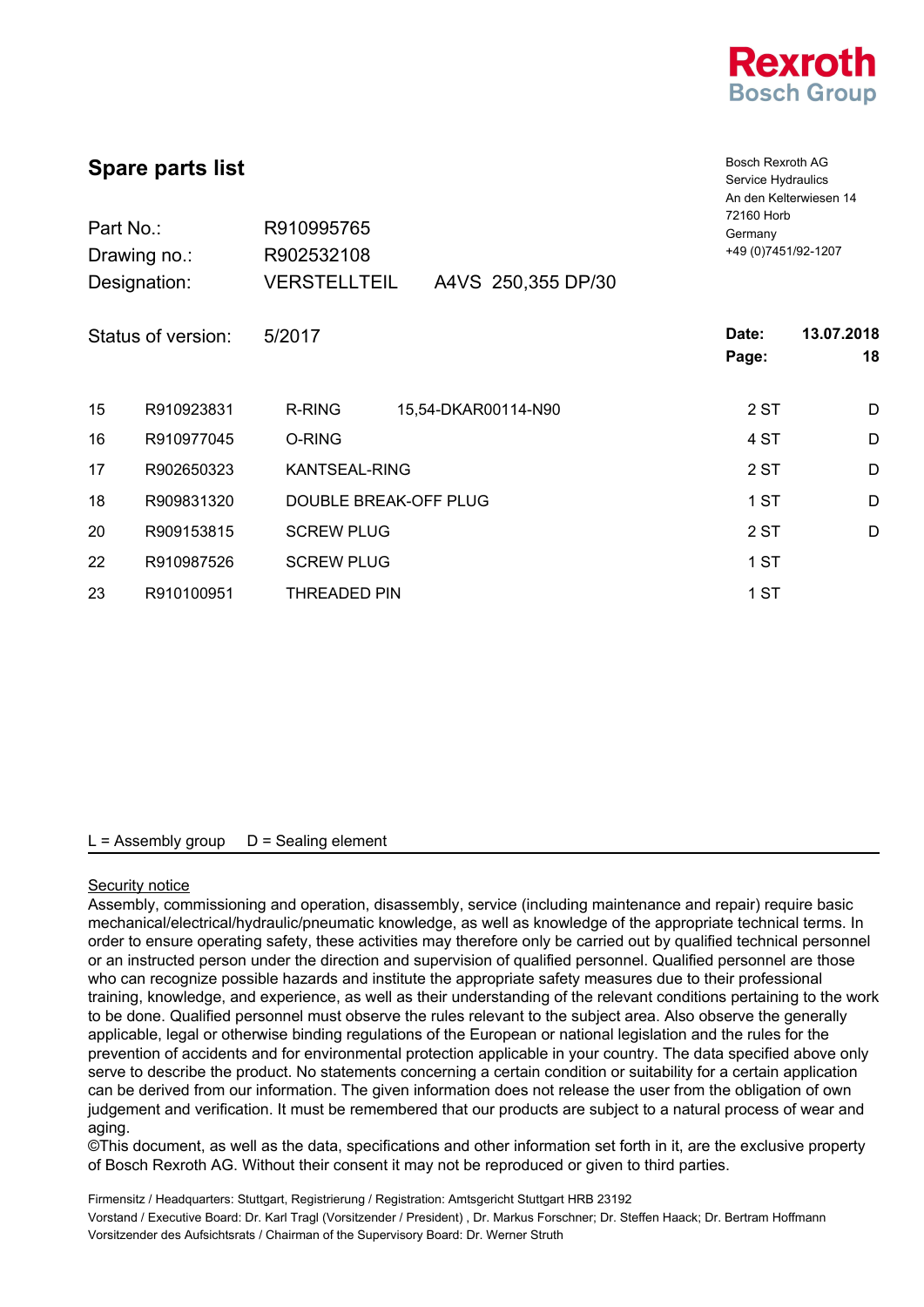Rexroth
Bosch Group

## Spare parts list

Bosch Rexroth AG
Service Hydraulics
An den Kelterwiesen 14
72160 Horb
Germany
+49 (0)7451/92-1207

| | | |
|---|---|---|
| Part No.: | R910995765 | |
| Drawing no.: | R902532108 | |
| Designation: | VERSTELLTEIL | A4VS 250,355 DP/30 |
| Status of version: | 5/2017 | |

**Date:** 13.07.2018
**Page:** 18

| | | | | | |
|---|---|---|---|---|---|
| 15 | R910923831 | R-RING | 15,54-DKAR00114-N90 | 2 ST | D |
| 16 | R910977045 | O-RING | | 4 ST | D |
| 17 | R902650323 | KANTSEAL-RING | | 2 ST | D |
| 18 | R909831320 | DOUBLE BREAK-OFF PLUG | | 1 ST | D |
| 20 | R909153815 | SCREW PLUG | | 2 ST | D |
| 22 | R910987526 | SCREW PLUG | | 1 ST | |
| 23 | R910100951 | THREADED PIN | | 1 ST | |

L = Assembly group D = Sealing element

Security notice
Assembly, commissioning and operation, disassembly, service (including maintenance and repair) require basic mechanical/electrical/hydraulic/pneumatic knowledge, as well as knowledge of the appropriate technical terms. In order to ensure operating safety, these activities may therefore only be carried out by qualified technical personnel or an instructed person under the direction and supervision of qualified personnel. Qualified personnel are those who can recognize possible hazards and institute the appropriate safety measures due to their professional training, knowledge, and experience, as well as their understanding of the relevant conditions pertaining to the work to be done. Qualified personnel must observe the rules relevant to the subject area. Also observe the generally applicable, legal or otherwise binding regulations of the European or national legislation and the rules for the prevention of accidents and for environmental protection applicable in your country. The data specified above only serve to describe the product. No statements concerning a certain condition or suitability for a certain application can be derived from our information. The given information does not release the user from the obligation of own judgement and verification. It must be remembered that our products are subject to a natural process of wear and aging.
©This document, as well as the data, specifications and other information set forth in it, are the exclusive property of Bosch Rexroth AG. Without their consent it may not be reproduced or given to third parties.

Firmensitz / Headquarters: Stuttgart, Registrierung / Registration: Amtsgericht Stuttgart HRB 23192
Vorstand / Executive Board: Dr. Karl Tragl (Vorsitzender / President) , Dr. Markus Forschner; Dr. Steffen Haack; Dr. Bertram Hoffmann
Vorsitzender des Aufsichtsrats / Chairman of the Supervisory Board: Dr. Werner Struth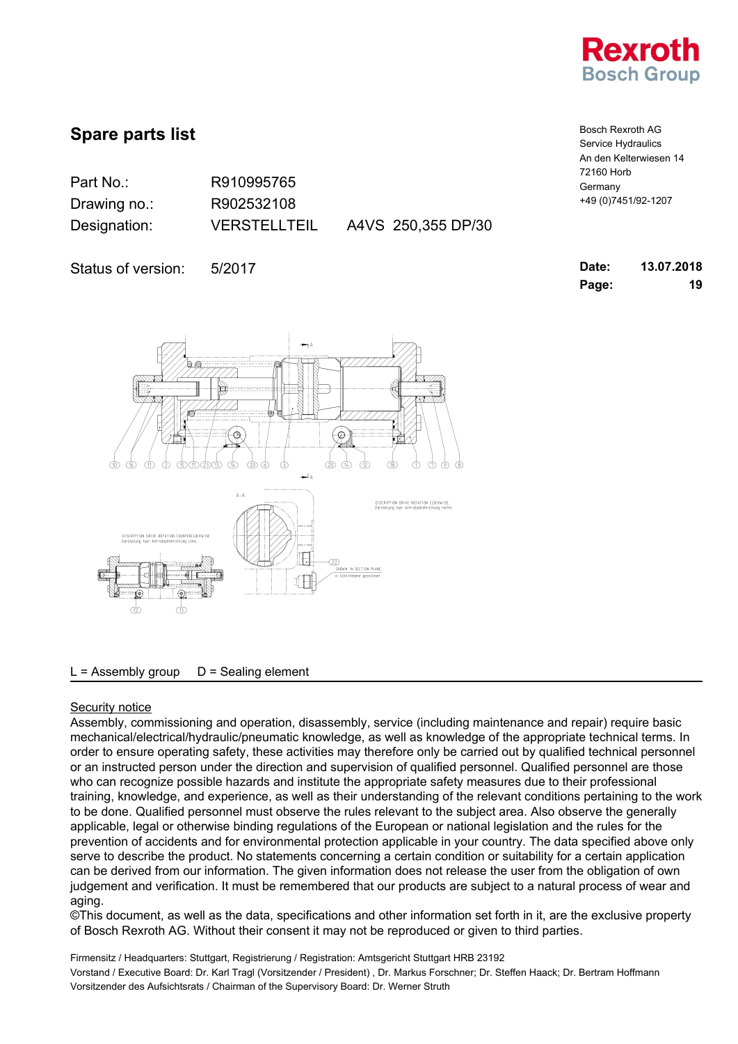Rexroth
Bosch Group

## Spare parts list

Bosch Rexroth AG
Service Hydraulics
An den Kelterwiesen 14
72160 Horb
Germany
+49 (0)7451/92-1207

Part No.: R910995765
Drawing no.: R902532108
Designation: VERSTELLTEIL A4VS 250,355 DP/30

Status of version: 5/2017

**Date:** 13.07.2018
**Page:** 19

L = Assembly group D = Sealing element

Security notice

Assembly, commissioning and operation, disassembly, service (including maintenance and repair) require basic mechanical/electrical/hydraulic/pneumatic knowledge, as well as knowledge of the appropriate technical terms. In order to ensure operating safety, these activities may therefore only be carried out by qualified technical personnel or an instructed person under the direction and supervision of qualified personnel. Qualified personnel are those who can recognize possible hazards and institute the appropriate safety measures due to their professional training, knowledge, and experience, as well as their understanding of the relevant conditions pertaining to the work to be done. Qualified personnel must observe the rules relevant to the subject area. Also observe the generally applicable, legal or otherwise binding regulations of the European or national legislation and the rules for the prevention of accidents and for environmental protection applicable in your country. The data specified above only serve to describe the product. No statements concerning a certain condition or suitability for a certain application can be derived from our information. The given information does not release the user from the obligation of own judgement and verification. It must be remembered that our products are subject to a natural process of wear and aging.
©This document, as well as the data, specifications and other information set forth in it, are the exclusive property of Bosch Rexroth AG. Without their consent it may not be reproduced or given to third parties.

Firmensitz / Headquarters: Stuttgart, Registrierung / Registration: Amtsgericht Stuttgart HRB 23192
Vorstand / Executive Board: Dr. Karl Tragl (Vorsitzender / President) , Dr. Markus Forschner; Dr. Steffen Haack; Dr. Bertram Hoffmann
Vorsitzender des Aufsichtsrats / Chairman of the Supervisory Board: Dr. Werner Struth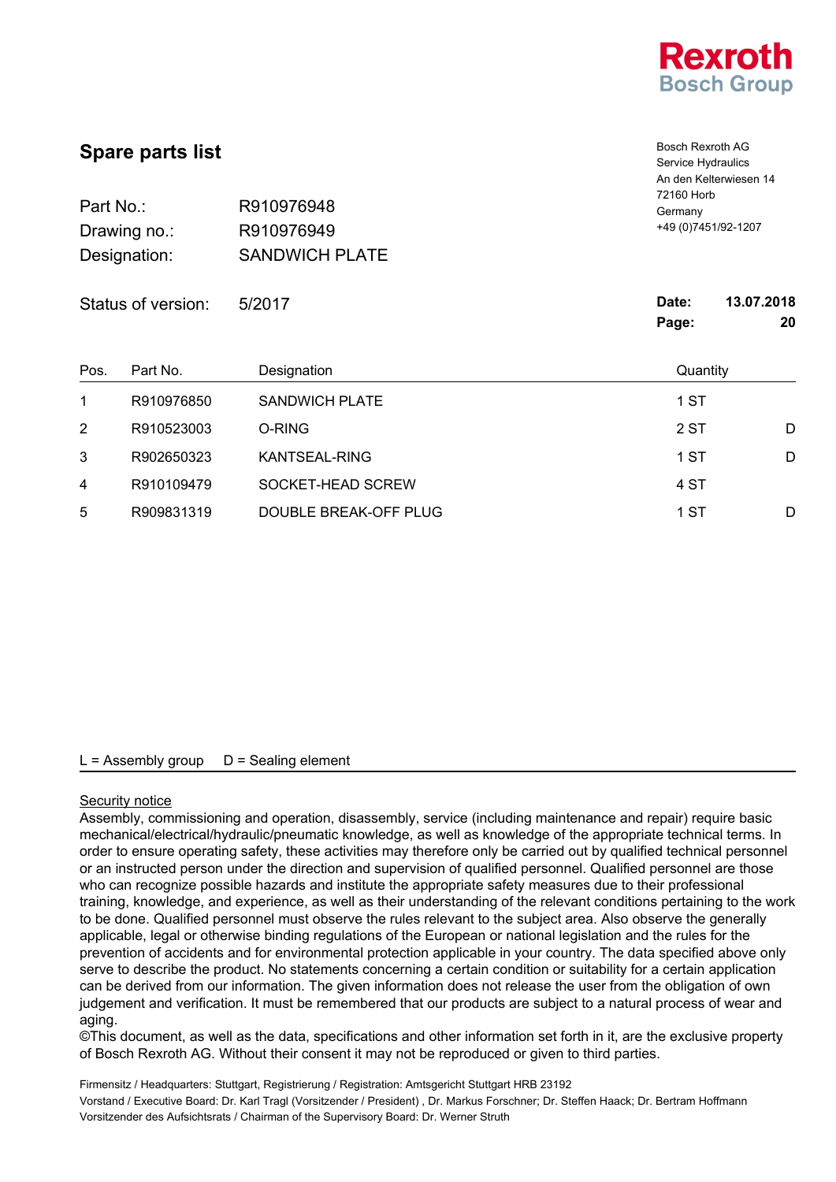Rexroth
Bosch Group

# Spare parts list

Bosch Rexroth AG
Service Hydraulics
An den Kelterwiesen 14
72160 Horb
Germany
+49 (0)7451/92-1207

Part No.: R910976948
Drawing no.: R910976949
Designation: SANDWICH PLATE

Status of version: 5/2017

**Date:** **13.07.2018**
**Page:** **20**

| Pos. | Part No. | Designation | Quantity | |
|---|---|---|---|---|
| 1 | R910976850 | SANDWICH PLATE | 1 ST | |
| 2 | R910523003 | O-RING | 2 ST | D |
| 3 | R902650323 | KANTSEAL-RING | 1 ST | D |
| 4 | R910109479 | SOCKET-HEAD SCREW | 4 ST | |
| 5 | R909831319 | DOUBLE BREAK-OFF PLUG | 1 ST | D |

L = Assembly group     D = Sealing element

Security notice
Assembly, commissioning and operation, disassembly, service (including maintenance and repair) require basic mechanical/electrical/hydraulic/pneumatic knowledge, as well as knowledge of the appropriate technical terms. In order to ensure operating safety, these activities may therefore only be carried out by qualified technical personnel or an instructed person under the direction and supervision of qualified personnel. Qualified personnel are those who can recognize possible hazards and institute the appropriate safety measures due to their professional training, knowledge, and experience, as well as their understanding of the relevant conditions pertaining to the work to be done. Qualified personnel must observe the rules relevant to the subject area. Also observe the generally applicable, legal or otherwise binding regulations of the European or national legislation and the rules for the prevention of accidents and for environmental protection applicable in your country. The data specified above only serve to describe the product. No statements concerning a certain condition or suitability for a certain application can be derived from our information. The given information does not release the user from the obligation of own judgement and verification. It must be remembered that our products are subject to a natural process of wear and aging.
©This document, as well as the data, specifications and other information set forth in it, are the exclusive property of Bosch Rexroth AG. Without their consent it may not be reproduced or given to third parties.

Firmensitz / Headquarters: Stuttgart, Registrierung / Registration: Amtsgericht Stuttgart HRB 23192
Vorstand / Executive Board: Dr. Karl Tragl (Vorsitzender / President) , Dr. Markus Forschner; Dr. Steffen Haack; Dr. Bertram Hoffmann
Vorsitzender des Aufsichtsrats / Chairman of the Supervisory Board: Dr. Werner Struth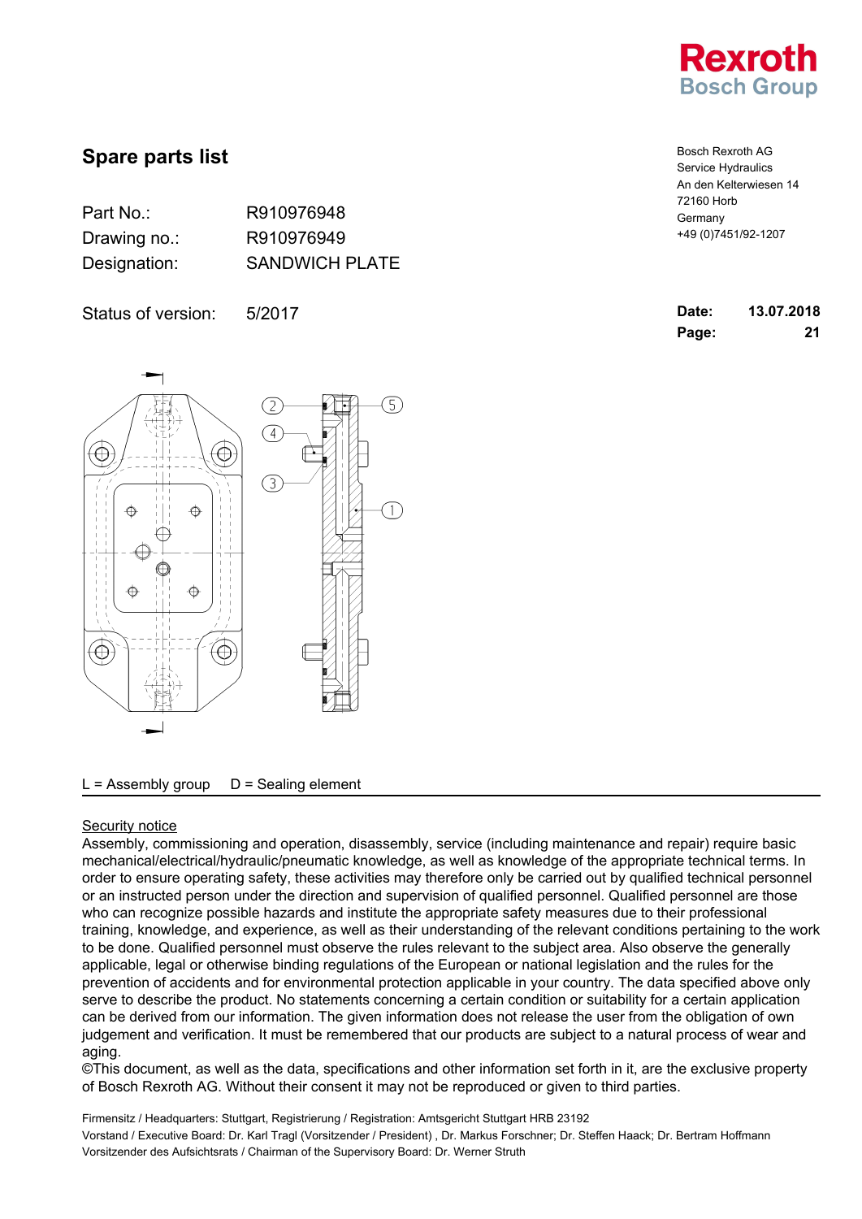Rexroth
Bosch Group

# Spare parts list

Bosch Rexroth AG
Service Hydraulics
An den Kelterwiesen 14
72160 Horb
Germany
+49 (0)7451/92-1207

| | |
|---|---|
| Part No.: | R910976948 |
| Drawing no.: | R910976949 |
| Designation: | SANDWICH PLATE |

Status of version: 5/2017

**Date:** 13.07.2018
**Page:** 21

L = Assembly group    D = Sealing element

<u>Security notice</u>

Assembly, commissioning and operation, disassembly, service (including maintenance and repair) require basic mechanical/electrical/hydraulic/pneumatic knowledge, as well as knowledge of the appropriate technical terms. In order to ensure operating safety, these activities may therefore only be carried out by qualified technical personnel or an instructed person under the direction and supervision of qualified personnel. Qualified personnel are those who can recognize possible hazards and institute the appropriate safety measures due to their professional training, knowledge, and experience, as well as their understanding of the relevant conditions pertaining to the work to be done. Qualified personnel must observe the rules relevant to the subject area. Also observe the generally applicable, legal or otherwise binding regulations of the European or national legislation and the rules for the prevention of accidents and for environmental protection applicable in your country. The data specified above only serve to describe the product. No statements concerning a certain condition or suitability for a certain application can be derived from our information. The given information does not release the user from the obligation of own judgement and verification. It must be remembered that our products are subject to a natural process of wear and aging.

©This document, as well as the data, specifications and other information set forth in it, are the exclusive property of Bosch Rexroth AG. Without their consent it may not be reproduced or given to third parties.

Firmensitz / Headquarters: Stuttgart, Registrierung / Registration: Amtsgericht Stuttgart HRB 23192
Vorstand / Executive Board: Dr. Karl Tragl (Vorsitzender / President) , Dr. Markus Forschner; Dr. Steffen Haack; Dr. Bertram Hoffmann
Vorsitzender des Aufsichtsrats / Chairman of the Supervisory Board: Dr. Werner Struth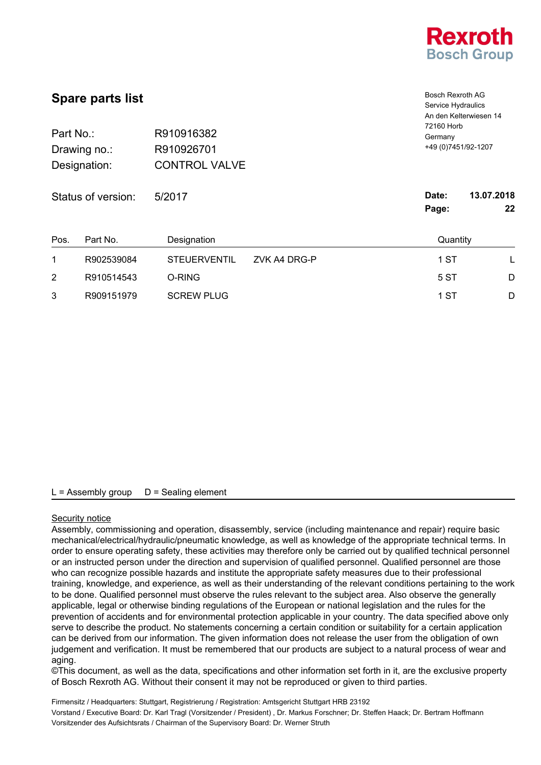Rexroth
Bosch Group

# Spare parts list

Bosch Rexroth AG
Service Hydraulics
An den Kelterwiesen 14
72160 Horb
Germany
+49 (0)7451/92-1207

Part No.: R910916382
Drawing no.: R910926701
Designation: CONTROL VALVE

Status of version: 5/2017

**Date:** **13.07.2018**
**Page:** **22**

| Pos. | Part No. | Designation | | Quantity | |
|---|---|---|---|---|---|
| 1 | R902539084 | STEUERVENTIL | ZVK A4 DRG-P | 1 ST | L |
| 2 | R910514543 | O-RING | | 5 ST | D |
| 3 | R909151979 | SCREW PLUG | | 1 ST | D |

L = Assembly group D = Sealing element

Security notice
Assembly, commissioning and operation, disassembly, service (including maintenance and repair) require basic mechanical/electrical/hydraulic/pneumatic knowledge, as well as knowledge of the appropriate technical terms. In order to ensure operating safety, these activities may therefore only be carried out by qualified technical personnel or an instructed person under the direction and supervision of qualified personnel. Qualified personnel are those who can recognize possible hazards and institute the appropriate safety measures due to their professional training, knowledge, and experience, as well as their understanding of the relevant conditions pertaining to the work to be done. Qualified personnel must observe the rules relevant to the subject area. Also observe the generally applicable, legal or otherwise binding regulations of the European or national legislation and the rules for the prevention of accidents and for environmental protection applicable in your country. The data specified above only serve to describe the product. No statements concerning a certain condition or suitability for a certain application can be derived from our information. The given information does not release the user from the obligation of own judgement and verification. It must be remembered that our products are subject to a natural process of wear and aging.
©This document, as well as the data, specifications and other information set forth in it, are the exclusive property of Bosch Rexroth AG. Without their consent it may not be reproduced or given to third parties.

Firmensitz / Headquarters: Stuttgart, Registrierung / Registration: Amtsgericht Stuttgart HRB 23192
Vorstand / Executive Board: Dr. Karl Tragl (Vorsitzender / President) , Dr. Markus Forschner; Dr. Steffen Haack; Dr. Bertram Hoffmann
Vorsitzender des Aufsichtsrats / Chairman of the Supervisory Board: Dr. Werner Struth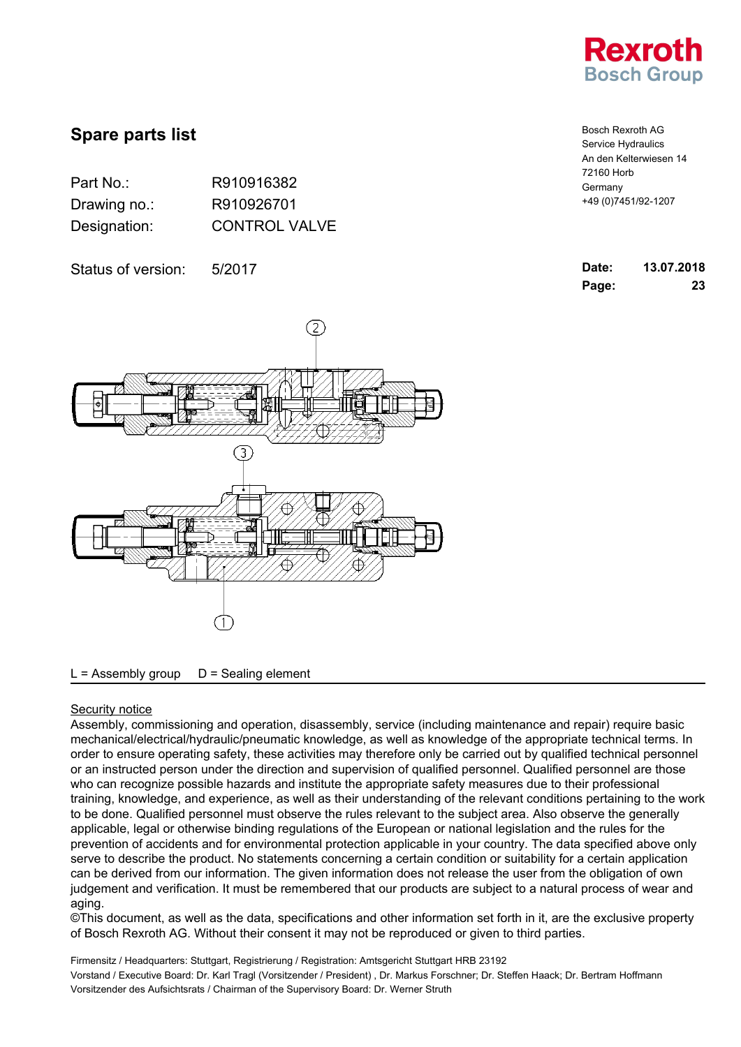Rexroth
Bosch Group

## Spare parts list

| | |
|---|---|
| Part No.: | R910916382 |
| Drawing no.: | R910926701 |
| Designation: | CONTROL VALVE |

Status of version: 5/2017

Bosch Rexroth AG
Service Hydraulics
An den Kelterwiesen 14
72160 Horb
Germany
+49 (0)7451/92-1207

**Date:** **13.07.2018**
**Page:** **23**

L = Assembly group D = Sealing element

Security notice

Assembly, commissioning and operation, disassembly, service (including maintenance and repair) require basic mechanical/electrical/hydraulic/pneumatic knowledge, as well as knowledge of the appropriate technical terms. In order to ensure operating safety, these activities may therefore only be carried out by qualified technical personnel or an instructed person under the direction and supervision of qualified personnel. Qualified personnel are those who can recognize possible hazards and institute the appropriate safety measures due to their professional training, knowledge, and experience, as well as their understanding of the relevant conditions pertaining to the work to be done. Qualified personnel must observe the rules relevant to the subject area. Also observe the generally applicable, legal or otherwise binding regulations of the European or national legislation and the rules for the prevention of accidents and for environmental protection applicable in your country. The data specified above only serve to describe the product. No statements concerning a certain condition or suitability for a certain application can be derived from our information. The given information does not release the user from the obligation of own judgement and verification. It must be remembered that our products are subject to a natural process of wear and aging.
©This document, as well as the data, specifications and other information set forth in it, are the exclusive property of Bosch Rexroth AG. Without their consent it may not be reproduced or given to third parties.

Firmensitz / Headquarters: Stuttgart, Registrierung / Registration: Amtsgericht Stuttgart HRB 23192
Vorstand / Executive Board: Dr. Karl Tragl (Vorsitzender / President) , Dr. Markus Forschner; Dr. Steffen Haack; Dr. Bertram Hoffmann
Vorsitzender des Aufsichtsrats / Chairman of the Supervisory Board: Dr. Werner Struth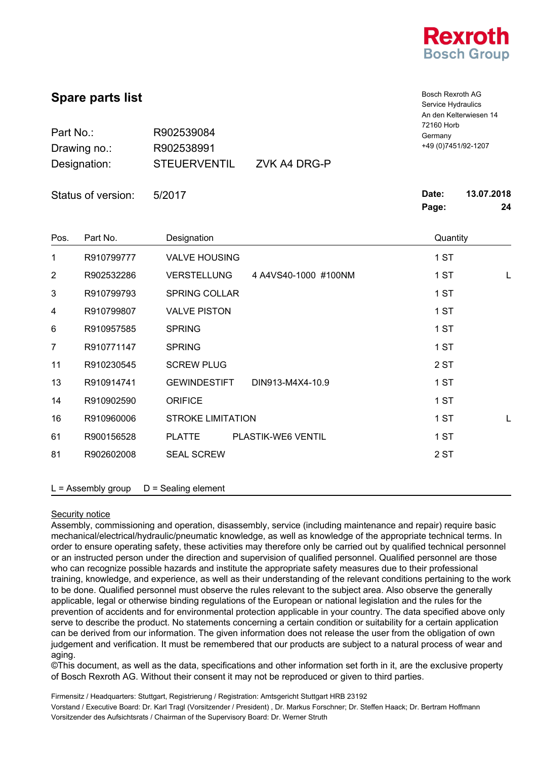Rexroth
Bosch Group

# Spare parts list

Bosch Rexroth AG
Service Hydraulics
An den Kelterwiesen 14
72160 Horb
Germany
+49 (0)7451/92-1207

| | | |
|---|---|---|
| Part No.: | R902539084 | |
| Drawing no.: | R902538991 | |
| Designation: | STEUERVENTIL | ZVK A4 DRG-P |

Status of version: 5/2017

**Date:** **13.07.2018**
**Page:** **24**

| Pos. | Part No. | Designation | | Quantity | |
|---|---|---|---|---|---|
| 1 | R910799777 | VALVE HOUSING | | 1 ST | |
| 2 | R902532286 | VERSTELLUNG | 4 A4VS40-1000 #100NM | 1 ST | L |
| 3 | R910799793 | SPRING COLLAR | | 1 ST | |
| 4 | R910799807 | VALVE PISTON | | 1 ST | |
| 6 | R910957585 | SPRING | | 1 ST | |
| 7 | R910771147 | SPRING | | 1 ST | |
| 11 | R910230545 | SCREW PLUG | | 2 ST | |
| 13 | R910914741 | GEWINDESTIFT | DIN913-M4X4-10.9 | 1 ST | |
| 14 | R910902590 | ORIFICE | | 1 ST | |
| 16 | R910960006 | STROKE LIMITATION | | 1 ST | L |
| 61 | R900156528 | PLATTE | PLASTIK-WE6 VENTIL | 1 ST | |
| 81 | R902602008 | SEAL SCREW | | 2 ST | |

L = Assembly group D = Sealing element

Security notice

Assembly, commissioning and operation, disassembly, service (including maintenance and repair) require basic mechanical/electrical/hydraulic/pneumatic knowledge, as well as knowledge of the appropriate technical terms. In order to ensure operating safety, these activities may therefore only be carried out by qualified technical personnel or an instructed person under the direction and supervision of qualified personnel. Qualified personnel are those who can recognize possible hazards and institute the appropriate safety measures due to their professional training, knowledge, and experience, as well as their understanding of the relevant conditions pertaining to the work to be done. Qualified personnel must observe the rules relevant to the subject area. Also observe the generally applicable, legal or otherwise binding regulations of the European or national legislation and the rules for the prevention of accidents and for environmental protection applicable in your country. The data specified above only serve to describe the product. No statements concerning a certain condition or suitability for a certain application can be derived from our information. The given information does not release the user from the obligation of own judgement and verification. It must be remembered that our products are subject to a natural process of wear and aging.
©This document, as well as the data, specifications and other information set forth in it, are the exclusive property of Bosch Rexroth AG. Without their consent it may not be reproduced or given to third parties.

Firmensitz / Headquarters: Stuttgart, Registrierung / Registration: Amtsgericht Stuttgart HRB 23192
Vorstand / Executive Board: Dr. Karl Tragl (Vorsitzender / President) , Dr. Markus Forschner; Dr. Steffen Haack; Dr. Bertram Hoffmann
Vorsitzender des Aufsichtsrats / Chairman of the Supervisory Board: Dr. Werner Struth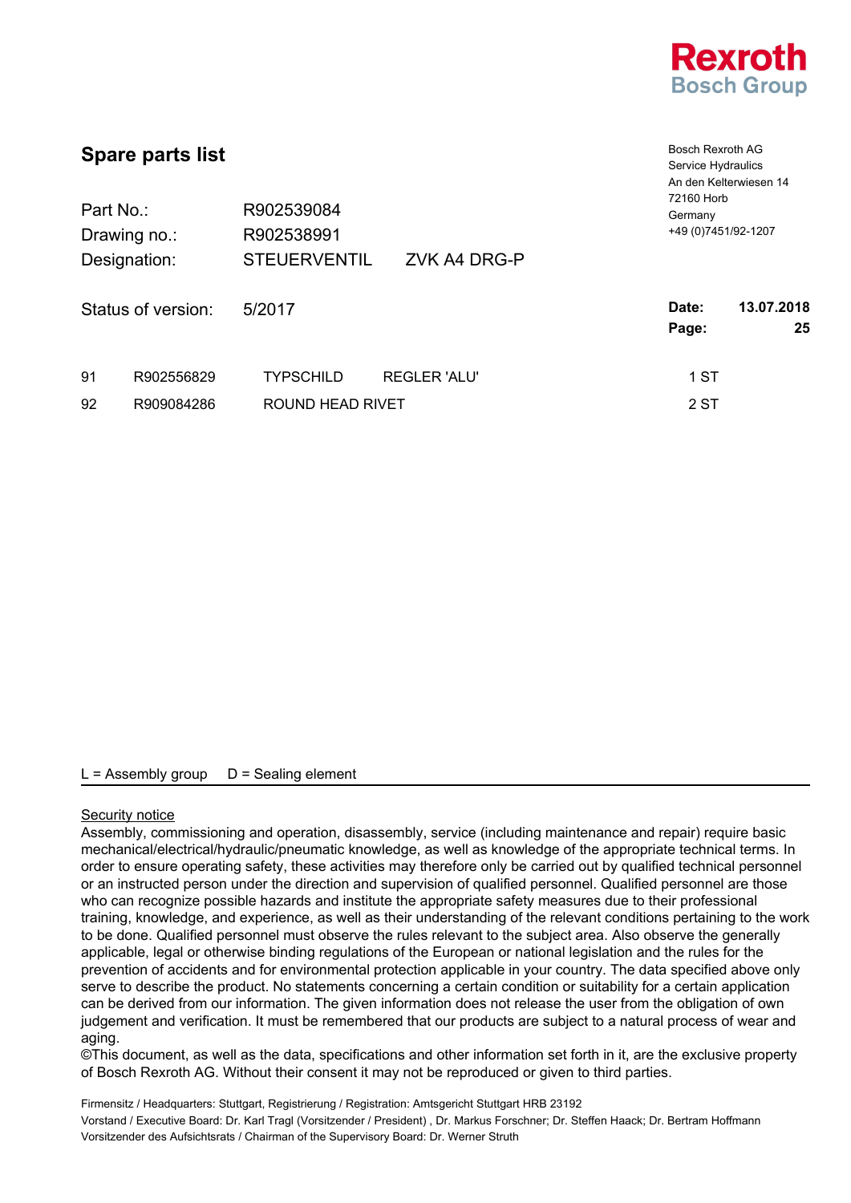Rexroth
Bosch Group

## Spare parts list

Bosch Rexroth AG
Service Hydraulics
An den Kelterwiesen 14
72160 Horb
Germany
+49 (0)7451/92-1207

| | | |
|---|---|---|
| Part No.: | R902539084 | |
| Drawing no.: | R902538991 | |
| Designation: | STEUERVENTIL | ZVK A4 DRG-P |

Status of version: 5/2017

**Date:** **13.07.2018**
**Page:** **25**

| | | | | |
|---|---|---|---|---|
| 91 | R902556829 | TYPSCHILD | REGLER 'ALU' | 1 ST |
| 92 | R909084286 | ROUND HEAD RIVET | | 2 ST |

L = Assembly group    D = Sealing element

Security notice

Assembly, commissioning and operation, disassembly, service (including maintenance and repair) require basic mechanical/electrical/hydraulic/pneumatic knowledge, as well as knowledge of the appropriate technical terms. In order to ensure operating safety, these activities may therefore only be carried out by qualified technical personnel or an instructed person under the direction and supervision of qualified personnel. Qualified personnel are those who can recognize possible hazards and institute the appropriate safety measures due to their professional training, knowledge, and experience, as well as their understanding of the relevant conditions pertaining to the work to be done. Qualified personnel must observe the rules relevant to the subject area. Also observe the generally applicable, legal or otherwise binding regulations of the European or national legislation and the rules for the prevention of accidents and for environmental protection applicable in your country. The data specified above only serve to describe the product. No statements concerning a certain condition or suitability for a certain application can be derived from our information. The given information does not release the user from the obligation of own judgement and verification. It must be remembered that our products are subject to a natural process of wear and aging.
©This document, as well as the data, specifications and other information set forth in it, are the exclusive property of Bosch Rexroth AG. Without their consent it may not be reproduced or given to third parties.

Firmensitz / Headquarters: Stuttgart, Registrierung / Registration: Amtsgericht Stuttgart HRB 23192
Vorstand / Executive Board: Dr. Karl Tragl (Vorsitzender / President) , Dr. Markus Forschner; Dr. Steffen Haack; Dr. Bertram Hoffmann
Vorsitzender des Aufsichtsrats / Chairman of the Supervisory Board: Dr. Werner Struth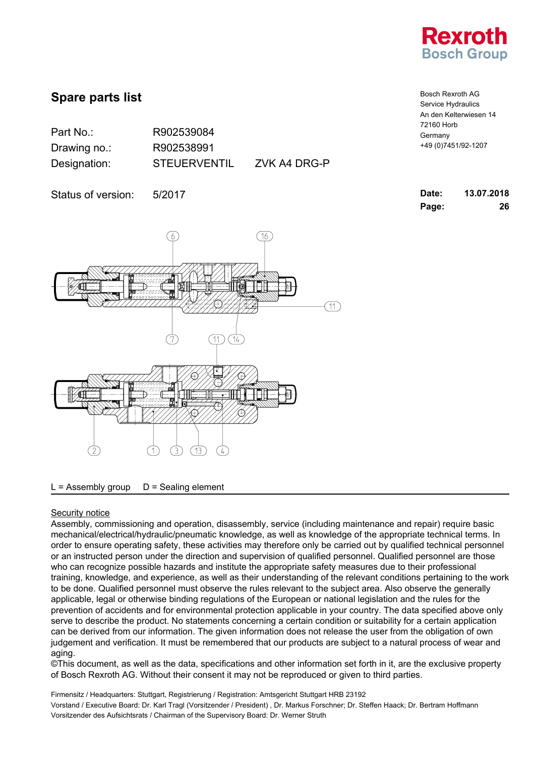Bosch Rexroth AG
Service Hydraulics
An den Kelterwiesen 14
72160 Horb
Germany
+49 (0)7451/92-1207

# Spare parts list

| | | |
|---|---|---|
| Part No.: | R902539084 | |
| Drawing no.: | R902538991 | |
| Designation: | STEUERVENTIL | ZVK A4 DRG-P |

Status of version: 5/2017

**Date:** **13.07.2018**
**Page:** **26**

L = Assembly group D = Sealing element

Security notice

Assembly, commissioning and operation, disassembly, service (including maintenance and repair) require basic mechanical/electrical/hydraulic/pneumatic knowledge, as well as knowledge of the appropriate technical terms. In order to ensure operating safety, these activities may therefore only be carried out by qualified technical personnel or an instructed person under the direction and supervision of qualified personnel. Qualified personnel are those who can recognize possible hazards and institute the appropriate safety measures due to their professional training, knowledge, and experience, as well as their understanding of the relevant conditions pertaining to the work to be done. Qualified personnel must observe the rules relevant to the subject area. Also observe the generally applicable, legal or otherwise binding regulations of the European or national legislation and the rules for the prevention of accidents and for environmental protection applicable in your country. The data specified above only serve to describe the product. No statements concerning a certain condition or suitability for a certain application can be derived from our information. The given information does not release the user from the obligation of own judgement and verification. It must be remembered that our products are subject to a natural process of wear and aging.

©This document, as well as the data, specifications and other information set forth in it, are the exclusive property of Bosch Rexroth AG. Without their consent it may not be reproduced or given to third parties.

Firmensitz / Headquarters: Stuttgart, Registrierung / Registration: Amtsgericht Stuttgart HRB 23192
Vorstand / Executive Board: Dr. Karl Tragl (Vorsitzender / President) , Dr. Markus Forschner; Dr. Steffen Haack; Dr. Bertram Hoffmann
Vorsitzender des Aufsichtsrats / Chairman of the Supervisory Board: Dr. Werner Struth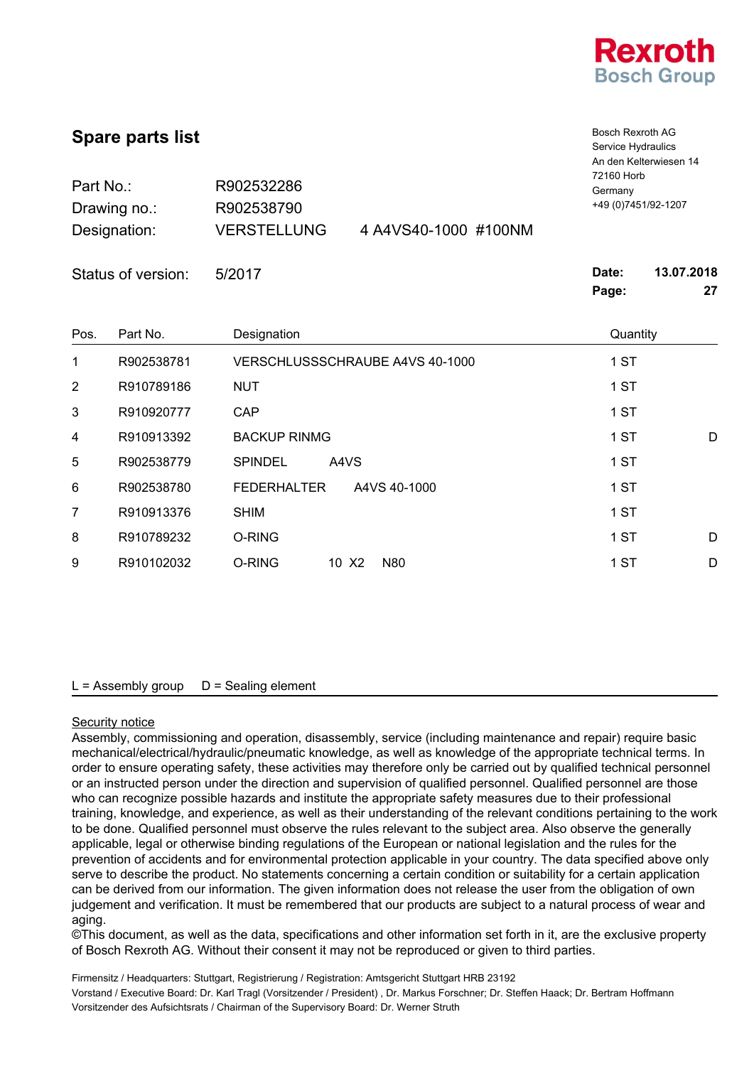**Rexroth**
**Bosch Group**

# Spare parts list

Bosch Rexroth AG
Service Hydraulics
An den Kelterwiesen 14
72160 Horb
Germany
+49 (0)7451/92-1207

| | | |
|---|---|---|
| Part No.: | R902532286 | |
| Drawing no.: | R902538790 | |
| Designation: | VERSTELLUNG | 4 A4VS40-1000 #100NM |

Status of version: 5/2017

**Date:** **13.07.2018**
**Page:** **27**

| Pos. | Part No. | Designation | Quantity | |
|---|---|---|---|---|
| 1 | R902538781 | VERSCHLUSSSCHRAUBE A4VS 40-1000 | 1 ST | |
| 2 | R910789186 | NUT | 1 ST | |
| 3 | R910920777 | CAP | 1 ST | |
| 4 | R910913392 | BACKUP RINMG | 1 ST | D |
| 5 | R902538779 | SPINDEL A4VS | 1 ST | |
| 6 | R902538780 | FEDERHALTER A4VS 40-1000 | 1 ST | |
| 7 | R910913376 | SHIM | 1 ST | |
| 8 | R910789232 | O-RING | 1 ST | D |
| 9 | R910102032 | O-RING 10 X2 N80 | 1 ST | D |

L = Assembly group D = Sealing element

<u>Security notice</u>

Assembly, commissioning and operation, disassembly, service (including maintenance and repair) require basic mechanical/electrical/hydraulic/pneumatic knowledge, as well as knowledge of the appropriate technical terms. In order to ensure operating safety, these activities may therefore only be carried out by qualified technical personnel or an instructed person under the direction and supervision of qualified personnel. Qualified personnel are those who can recognize possible hazards and institute the appropriate safety measures due to their professional training, knowledge, and experience, as well as their understanding of the relevant conditions pertaining to the work to be done. Qualified personnel must observe the rules relevant to the subject area. Also observe the generally applicable, legal or otherwise binding regulations of the European or national legislation and the rules for the prevention of accidents and for environmental protection applicable in your country. The data specified above only serve to describe the product. No statements concerning a certain condition or suitability for a certain application can be derived from our information. The given information does not release the user from the obligation of own judgement and verification. It must be remembered that our products are subject to a natural process of wear and aging.
©This document, as well as the data, specifications and other information set forth in it, are the exclusive property of Bosch Rexroth AG. Without their consent it may not be reproduced or given to third parties.

Firmensitz / Headquarters: Stuttgart, Registrierung / Registration: Amtsgericht Stuttgart HRB 23192
Vorstand / Executive Board: Dr. Karl Tragl (Vorsitzender / President) , Dr. Markus Forschner; Dr. Steffen Haack; Dr. Bertram Hoffmann
Vorsitzender des Aufsichtsrats / Chairman of the Supervisory Board: Dr. Werner Struth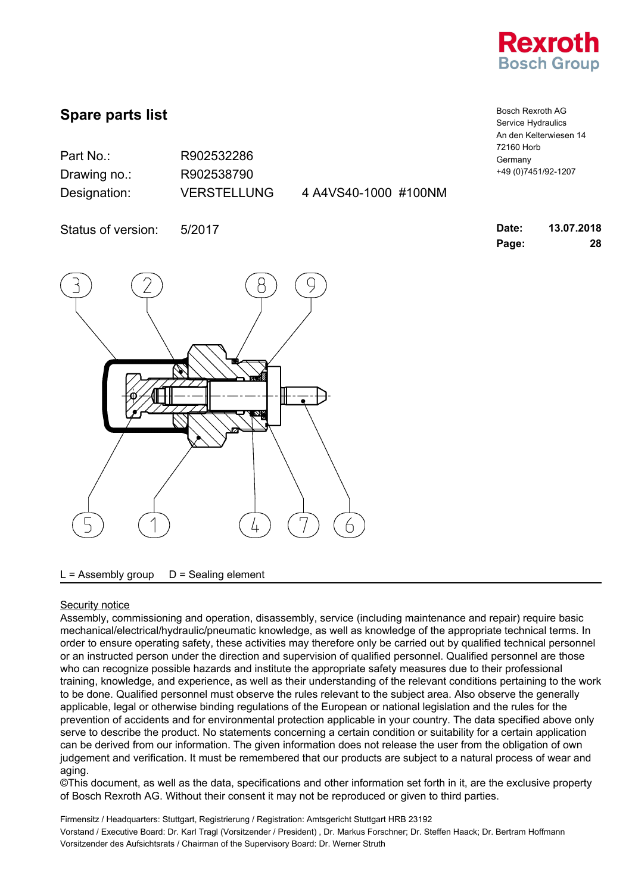Rexroth
Bosch Group

# Spare parts list

Bosch Rexroth AG
Service Hydraulics
An den Kelterwiesen 14
72160 Horb
Germany
+49 (0)7451/92-1207

| | | |
|---|---|---|
| Part No.: | R902532286 | |
| Drawing no.: | R902538790 | |
| Designation: | VERSTELLUNG | 4 A4VS40-1000 #100NM |
| Status of version: | 5/2017 | |

**Date:** 13.07.2018

L = Assembly group    D = Sealing element

Security notice

Assembly, commissioning and operation, disassembly, service (including maintenance and repair) require basic mechanical/electrical/hydraulic/pneumatic knowledge, as well as knowledge of the appropriate technical terms. In order to ensure operating safety, these activities may therefore only be carried out by qualified technical personnel or an instructed person under the direction and supervision of qualified personnel. Qualified personnel are those who can recognize possible hazards and institute the appropriate safety measures due to their professional training, knowledge, and experience, as well as their understanding of the relevant conditions pertaining to the work to be done. Qualified personnel must observe the rules relevant to the subject area. Also observe the generally applicable, legal or otherwise binding regulations of the European or national legislation and the rules for the prevention of accidents and for environmental protection applicable in your country. The data specified above only serve to describe the product. No statements concerning a certain condition or suitability for a certain application can be derived from our information. The given information does not release the user from the obligation of own judgement and verification. It must be remembered that our products are subject to a natural process of wear and aging.
©This document, as well as the data, specifications and other information set forth in it, are the exclusive property of Bosch Rexroth AG. Without their consent it may not be reproduced or given to third parties.

Firmensitz / Headquarters: Stuttgart, Registrierung / Registration: Amtsgericht Stuttgart HRB 23192
Vorstand / Executive Board: Dr. Karl Tragl (Vorsitzender / President) , Dr. Markus Forschner; Dr. Steffen Haack; Dr. Bertram Hoffmann
Vorsitzender des Aufsichtsrats / Chairman of the Supervisory Board: Dr. Werner Struth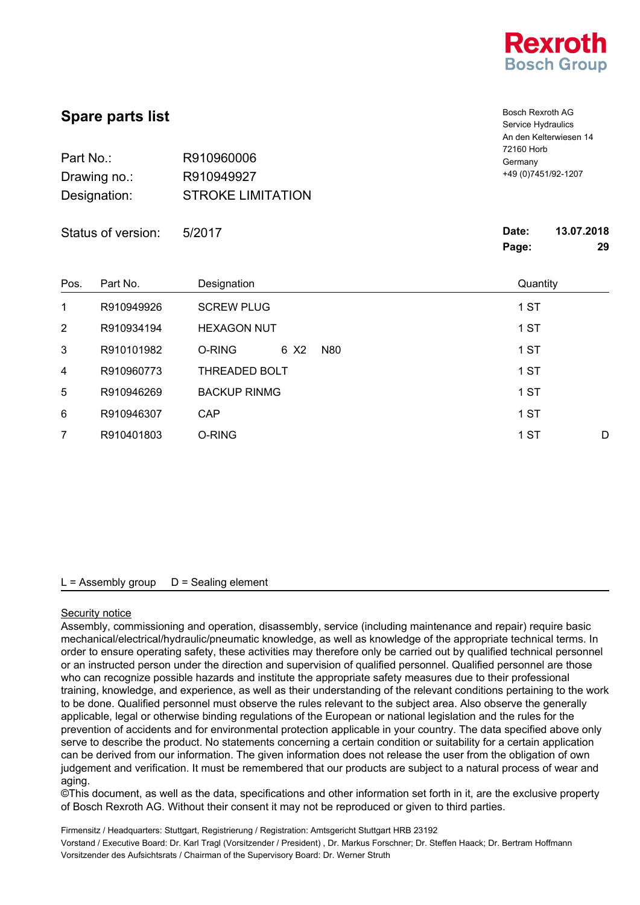Rexroth
Bosch Group

# Spare parts list

Bosch Rexroth AG
Service Hydraulics
An den Kelterwiesen 14
72160 Horb
Germany
+49 (0)7451/92-1207

Part No.: R910960006
Drawing no.: R910949927
Designation: STROKE LIMITATION

Status of version: 5/2017

**Date:** **13.07.2018**
**Page:** **29**

| Pos. | Part No. | Designation | Quantity | |
|---|---|---|---|---|
| 1 | R910949926 | SCREW PLUG | 1 ST | |
| 2 | R910934194 | HEXAGON NUT | 1 ST | |
| 3 | R910101982 | O-RING 6 X2 N80 | 1 ST | |
| 4 | R910960773 | THREADED BOLT | 1 ST | |
| 5 | R910946269 | BACKUP RINMG | 1 ST | |
| 6 | R910946307 | CAP | 1 ST | |
| 7 | R910401803 | O-RING | 1 ST | D |

L = Assembly group D = Sealing element

Security notice
Assembly, commissioning and operation, disassembly, service (including maintenance and repair) require basic mechanical/electrical/hydraulic/pneumatic knowledge, as well as knowledge of the appropriate technical terms. In order to ensure operating safety, these activities may therefore only be carried out by qualified technical personnel or an instructed person under the direction and supervision of qualified personnel. Qualified personnel are those who can recognize possible hazards and institute the appropriate safety measures due to their professional training, knowledge, and experience, as well as their understanding of the relevant conditions pertaining to the work to be done. Qualified personnel must observe the rules relevant to the subject area. Also observe the generally applicable, legal or otherwise binding regulations of the European or national legislation and the rules for the prevention of accidents and for environmental protection applicable in your country. The data specified above only serve to describe the product. No statements concerning a certain condition or suitability for a certain application can be derived from our information. The given information does not release the user from the obligation of own judgement and verification. It must be remembered that our products are subject to a natural process of wear and aging.
©This document, as well as the data, specifications and other information set forth in it, are the exclusive property of Bosch Rexroth AG. Without their consent it may not be reproduced or given to third parties.

Firmensitz / Headquarters: Stuttgart, Registrierung / Registration: Amtsgericht Stuttgart HRB 23192
Vorstand / Executive Board: Dr. Karl Tragl (Vorsitzender / President) , Dr. Markus Forschner; Dr. Steffen Haack; Dr. Bertram Hoffmann
Vorsitzender des Aufsichtsrats / Chairman of the Supervisory Board: Dr. Werner Struth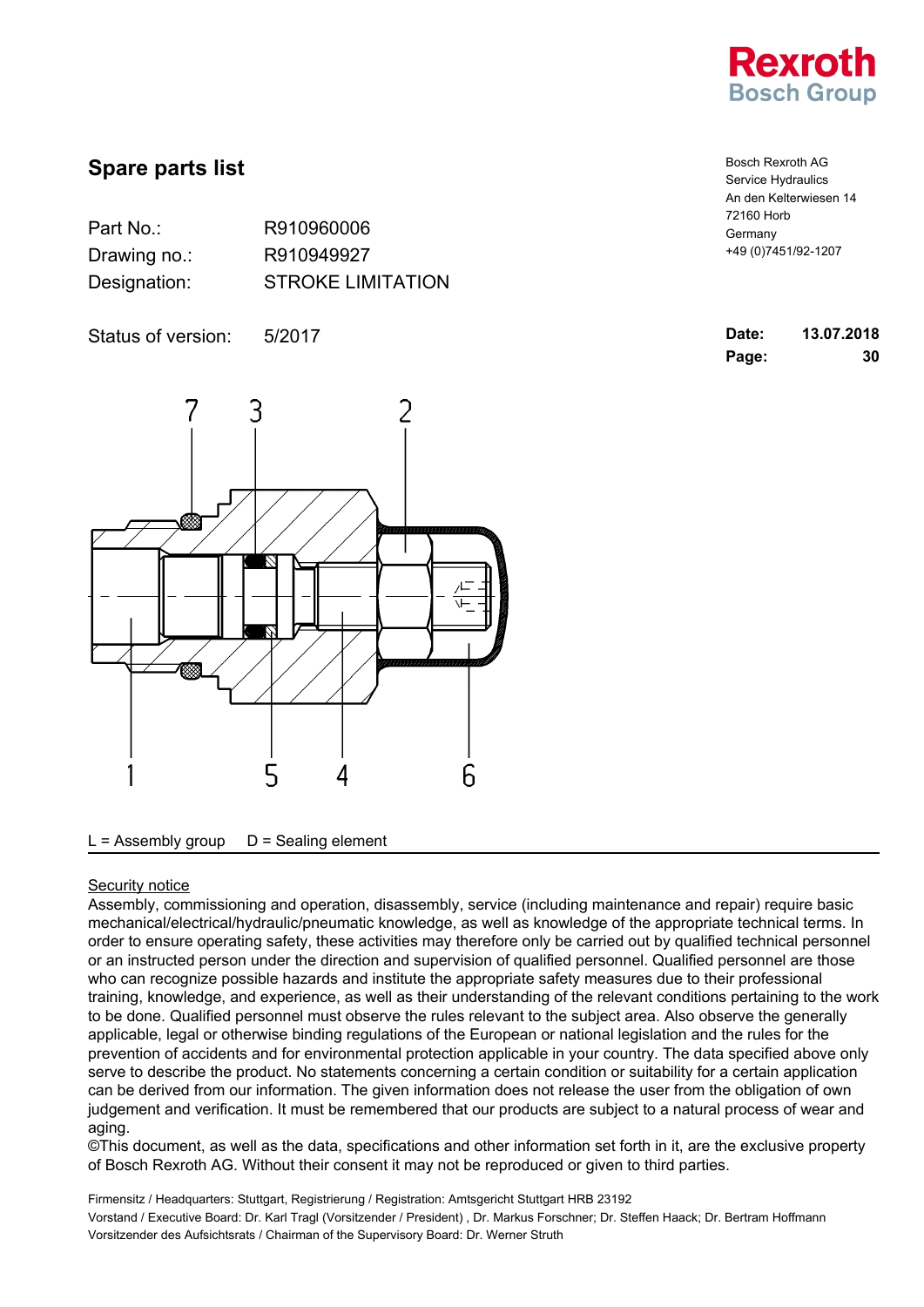Rexroth
Bosch Group

# Spare parts list

Bosch Rexroth AG
Service Hydraulics
An den Kelterwiesen 14
72160 Horb
Germany
+49 (0)7451/92-1207

| | |
|---|---|
| Part No.: | R910960006 |
| Drawing no.: | R910949927 |
| Designation: | STROKE LIMITATION |
| Status of version: | 5/2017 |

**Date:** 13.07.2018
**Page:** 30

7 3 2

1 5 4 6

L = Assembly group    D = Sealing element

Security notice

Assembly, commissioning and operation, disassembly, service (including maintenance and repair) require basic mechanical/electrical/hydraulic/pneumatic knowledge, as well as knowledge of the appropriate technical terms. In order to ensure operating safety, these activities may therefore only be carried out by qualified technical personnel or an instructed person under the direction and supervision of qualified personnel. Qualified personnel are those who can recognize possible hazards and institute the appropriate safety measures due to their professional training, knowledge, and experience, as well as their understanding of the relevant conditions pertaining to the work to be done. Qualified personnel must observe the rules relevant to the subject area. Also observe the generally applicable, legal or otherwise binding regulations of the European or national legislation and the rules for the prevention of accidents and for environmental protection applicable in your country. The data specified above only serve to describe the product. No statements concerning a certain condition or suitability for a certain application can be derived from our information. The given information does not release the user from the obligation of own judgement and verification. It must be remembered that our products are subject to a natural process of wear and aging.
©This document, as well as the data, specifications and other information set forth in it, are the exclusive property of Bosch Rexroth AG. Without their consent it may not be reproduced or given to third parties.

Firmensitz / Headquarters: Stuttgart, Registrierung / Registration: Amtsgericht Stuttgart HRB 23192
Vorstand / Executive Board: Dr. Karl Tragl (Vorsitzender / President) , Dr. Markus Forschner; Dr. Steffen Haack; Dr. Bertram Hoffmann
Vorsitzender des Aufsichtsrats / Chairman of the Supervisory Board: Dr. Werner Struth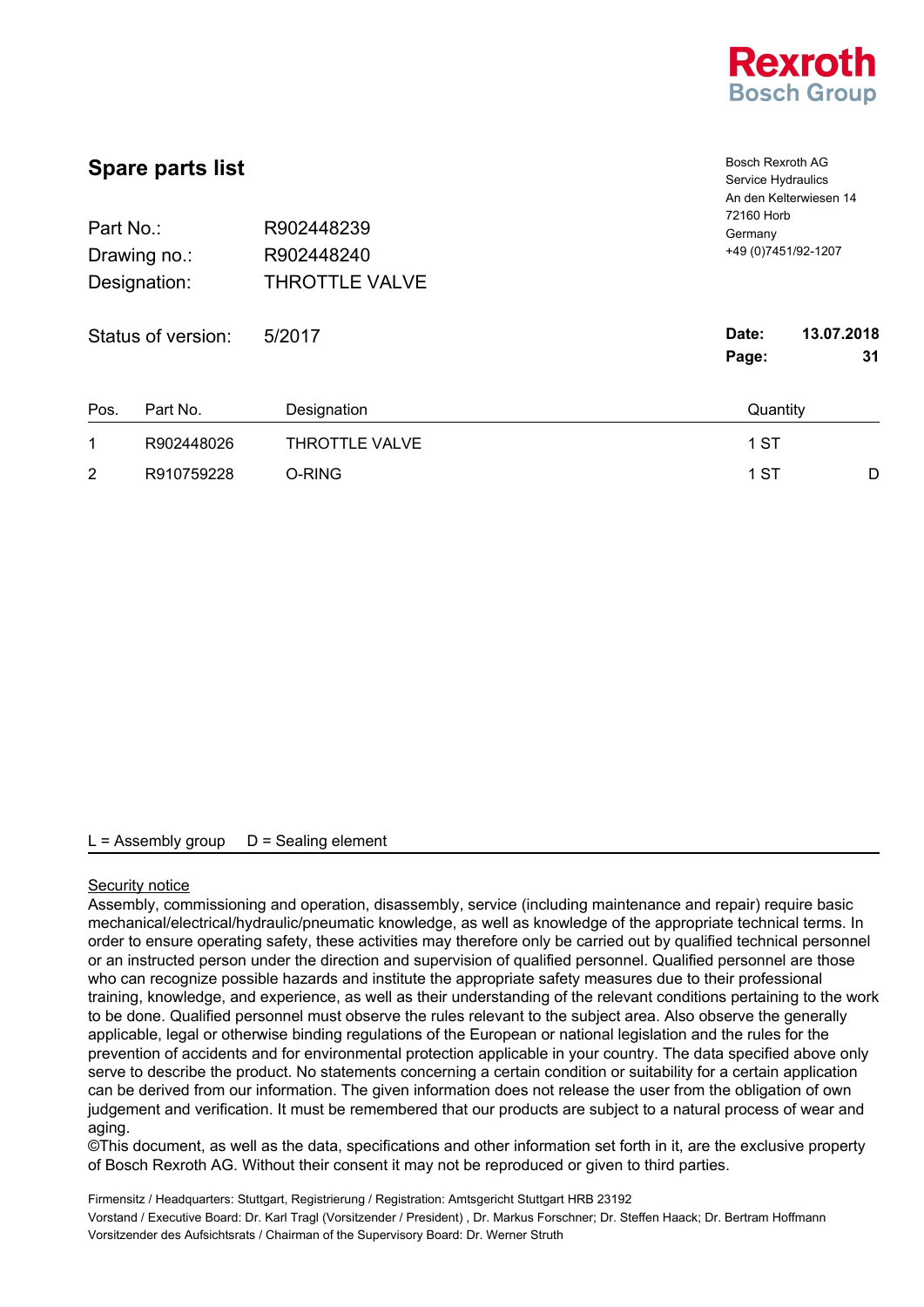Rexroth
Bosch Group

# Spare parts list

Bosch Rexroth AG
Service Hydraulics
An den Kelterwiesen 14
72160 Horb
Germany
+49 (0)7451/92-1207

| | |
|---|---|
| Part No.: | R902448239 |
| Drawing no.: | R902448240 |
| Designation: | THROTTLE VALVE |

Status of version: 5/2017

**Date:** **13.07.2018**
**Page:** **31**

| Pos. | Part No. | Designation | Quantity | |
|---|---|---|---|---|
| 1 | R902448026 | THROTTLE VALVE | 1 ST | |
| 2 | R910759228 | O-RING | 1 ST | D |

L = Assembly group D = Sealing element

Security notice

Assembly, commissioning and operation, disassembly, service (including maintenance and repair) require basic mechanical/electrical/hydraulic/pneumatic knowledge, as well as knowledge of the appropriate technical terms. In order to ensure operating safety, these activities may therefore only be carried out by qualified technical personnel or an instructed person under the direction and supervision of qualified personnel. Qualified personnel are those who can recognize possible hazards and institute the appropriate safety measures due to their professional training, knowledge, and experience, as well as their understanding of the relevant conditions pertaining to the work to be done. Qualified personnel must observe the rules relevant to the subject area. Also observe the generally applicable, legal or otherwise binding regulations of the European or national legislation and the rules for the prevention of accidents and for environmental protection applicable in your country. The data specified above only serve to describe the product. No statements concerning a certain condition or suitability for a certain application can be derived from our information. The given information does not release the user from the obligation of own judgement and verification. It must be remembered that our products are subject to a natural process of wear and aging.
©This document, as well as the data, specifications and other information set forth in it, are the exclusive property of Bosch Rexroth AG. Without their consent it may not be reproduced or given to third parties.

Firmensitz / Headquarters: Stuttgart, Registrierung / Registration: Amtsgericht Stuttgart HRB 23192
Vorstand / Executive Board: Dr. Karl Tragl (Vorsitzender / President) , Dr. Markus Forschner; Dr. Steffen Haack; Dr. Bertram Hoffmann
Vorsitzender des Aufsichtsrats / Chairman of the Supervisory Board: Dr. Werner Struth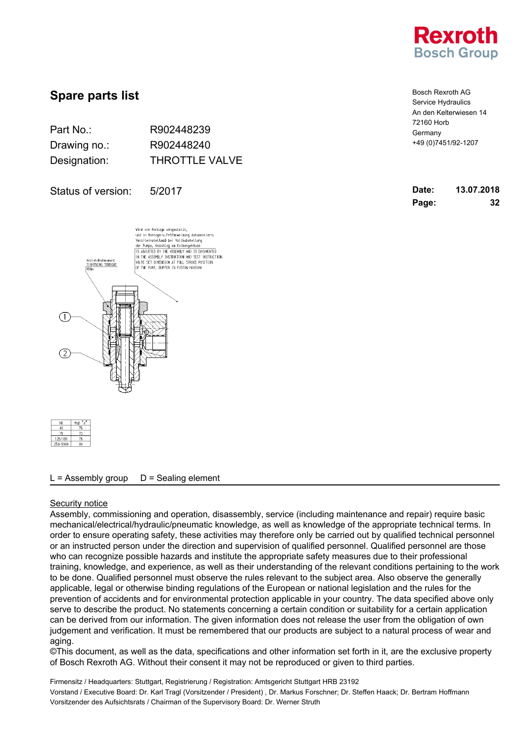Rexroth
Bosch Group

# Spare parts list

Bosch Rexroth AG
Service Hydraulics
An den Kelterwiesen 14
72160 Horb
Germany
+49 (0)7451/92-1207

Part No.: R902448239
Drawing no.: R902448240
Designation: THROTTLE VALVE

Status of version: 5/2017

**Date:** **13.07.2018**
**Page:** **32**

Wird von Montage eingestellt, und in Montage-u.Prüfanweisung dokumentiert: Ventileinstellmaß bei Vollhubstellung der Pumpe, Anschlag am Kolbengehäuse
IS ADJUSTED BY THE ASSEMBLY AND IS DOCUMENTED IN THE ASSEMBLY INSTRUCTION AND TEST INSTRUCTION: VALVE SET DIMENSION AT FULL STROKE POSITION OF THE PUMP, BUFFER IS PISTON HOUSING

Anziehdrehmoment: TIGHTNING TOURQUE 40Nm

1

2

| NG | Maß "a" |
|---|---|
| 40 | 76 |
| 71 | 72 |
| 125/180 | 76 |
| 250-1000 | 80 |

L = Assembly group D = Sealing element

Security notice

Assembly, commissioning and operation, disassembly, service (including maintenance and repair) require basic mechanical/electrical/hydraulic/pneumatic knowledge, as well as knowledge of the appropriate technical terms. In order to ensure operating safety, these activities may therefore only be carried out by qualified technical personnel or an instructed person under the direction and supervision of qualified personnel. Qualified personnel are those who can recognize possible hazards and institute the appropriate safety measures due to their professional training, knowledge, and experience, as well as their understanding of the relevant conditions pertaining to the work to be done. Qualified personnel must observe the rules relevant to the subject area. Also observe the generally applicable, legal or otherwise binding regulations of the European or national legislation and the rules for the prevention of accidents and for environmental protection applicable in your country. The data specified above only serve to describe the product. No statements concerning a certain condition or suitability for a certain application can be derived from our information. The given information does not release the user from the obligation of own judgement and verification. It must be remembered that our products are subject to a natural process of wear and aging.
©This document, as well as the data, specifications and other information set forth in it, are the exclusive property of Bosch Rexroth AG. Without their consent it may not be reproduced or given to third parties.

Firmensitz / Headquarters: Stuttgart, Registrierung / Registration: Amtsgericht Stuttgart HRB 23192
Vorstand / Executive Board: Dr. Karl Tragl (Vorsitzender / President) , Dr. Markus Forschner; Dr. Steffen Haack; Dr. Bertram Hoffmann
Vorsitzender des Aufsichtsrats / Chairman of the Supervisory Board: Dr. Werner Struth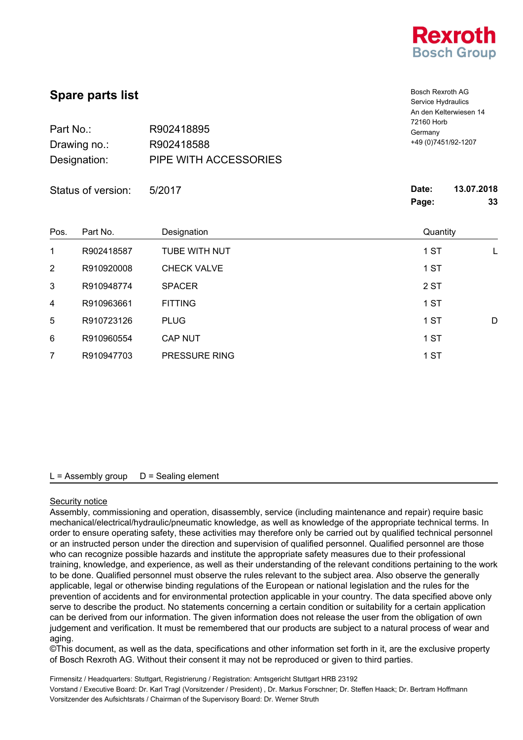Rexroth
Bosch Group

# Spare parts list

Bosch Rexroth AG
Service Hydraulics
An den Kelterwiesen 14
72160 Horb
Germany
+49 (0)7451/92-1207

Part No.: R902418895
Drawing no.: R902418588
Designation: PIPE WITH ACCESSORIES

Status of version: 5/2017

**Date:** **13.07.2018**
**Page:** **33**

| Pos. | Part No. | Designation | Quantity | |
|---|---|---|---|---|
| 1 | R902418587 | TUBE WITH NUT | 1 ST | L |
| 2 | R910920008 | CHECK VALVE | 1 ST | |
| 3 | R910948774 | SPACER | 2 ST | |
| 4 | R910963661 | FITTING | 1 ST | |
| 5 | R910723126 | PLUG | 1 ST | D |
| 6 | R910960554 | CAP NUT | 1 ST | |
| 7 | R910947703 | PRESSURE RING | 1 ST | |

L = Assembly group D = Sealing element

Security notice

Assembly, commissioning and operation, disassembly, service (including maintenance and repair) require basic mechanical/electrical/hydraulic/pneumatic knowledge, as well as knowledge of the appropriate technical terms. In order to ensure operating safety, these activities may therefore only be carried out by qualified technical personnel or an instructed person under the direction and supervision of qualified personnel. Qualified personnel are those who can recognize possible hazards and institute the appropriate safety measures due to their professional training, knowledge, and experience, as well as their understanding of the relevant conditions pertaining to the work to be done. Qualified personnel must observe the rules relevant to the subject area. Also observe the generally applicable, legal or otherwise binding regulations of the European or national legislation and the rules for the prevention of accidents and for environmental protection applicable in your country. The data specified above only serve to describe the product. No statements concerning a certain condition or suitability for a certain application can be derived from our information. The given information does not release the user from the obligation of own judgement and verification. It must be remembered that our products are subject to a natural process of wear and aging.
©This document, as well as the data, specifications and other information set forth in it, are the exclusive property of Bosch Rexroth AG. Without their consent it may not be reproduced or given to third parties.

Firmensitz / Headquarters: Stuttgart, Registrierung / Registration: Amtsgericht Stuttgart HRB 23192
Vorstand / Executive Board: Dr. Karl Tragl (Vorsitzender / President) , Dr. Markus Forschner; Dr. Steffen Haack; Dr. Bertram Hoffmann
Vorsitzender des Aufsichtsrats / Chairman of the Supervisory Board: Dr. Werner Struth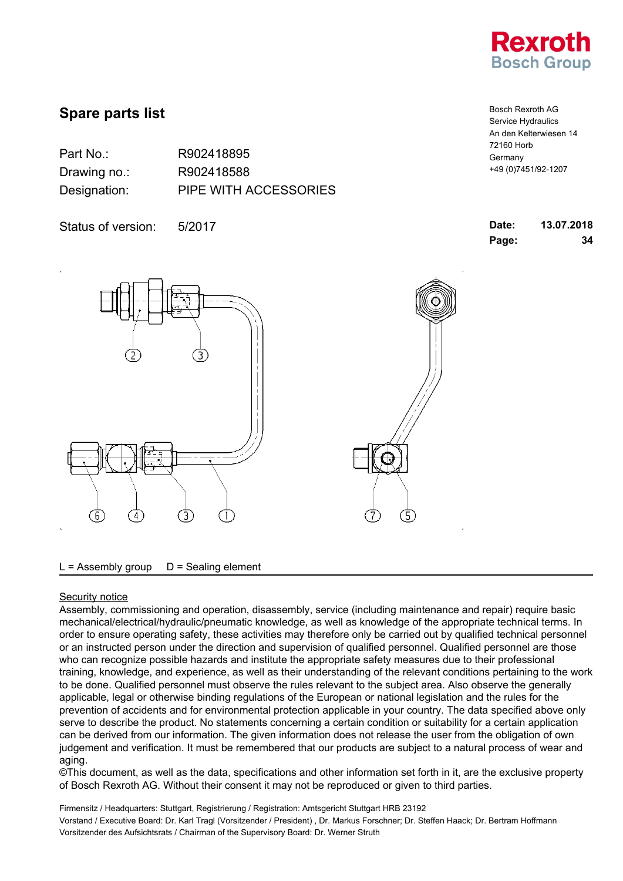Bosch Rexroth AG
Service Hydraulics
An den Kelterwiesen 14
72160 Horb
Germany
+49 (0)7451/92-1207

# Spare parts list

Part No.: R902418895
Drawing no.: R902418588
Designation: PIPE WITH ACCESSORIES

Status of version: 5/2017

**Date:** **13.07.2018**
**Page:** **34**

L = Assembly group D = Sealing element

<u>Security notice</u>

Assembly, commissioning and operation, disassembly, service (including maintenance and repair) require basic mechanical/electrical/hydraulic/pneumatic knowledge, as well as knowledge of the appropriate technical terms. In order to ensure operating safety, these activities may therefore only be carried out by qualified technical personnel or an instructed person under the direction and supervision of qualified personnel. Qualified personnel are those who can recognize possible hazards and institute the appropriate safety measures due to their professional training, knowledge, and experience, as well as their understanding of the relevant conditions pertaining to the work to be done. Qualified personnel must observe the rules relevant to the subject area. Also observe the generally applicable, legal or otherwise binding regulations of the European or national legislation and the rules for the prevention of accidents and for environmental protection applicable in your country. The data specified above only serve to describe the product. No statements concerning a certain condition or suitability for a certain application can be derived from our information. The given information does not release the user from the obligation of own judgement and verification. It must be remembered that our products are subject to a natural process of wear and aging.
©This document, as well as the data, specifications and other information set forth in it, are the exclusive property of Bosch Rexroth AG. Without their consent it may not be reproduced or given to third parties.

Firmensitz / Headquarters: Stuttgart, Registrierung / Registration: Amtsgericht Stuttgart HRB 23192
Vorstand / Executive Board: Dr. Karl Tragl (Vorsitzender / President) , Dr. Markus Forschner; Dr. Steffen Haack; Dr. Bertram Hoffmann
Vorsitzender des Aufsichtsrats / Chairman of the Supervisory Board: Dr. Werner Struth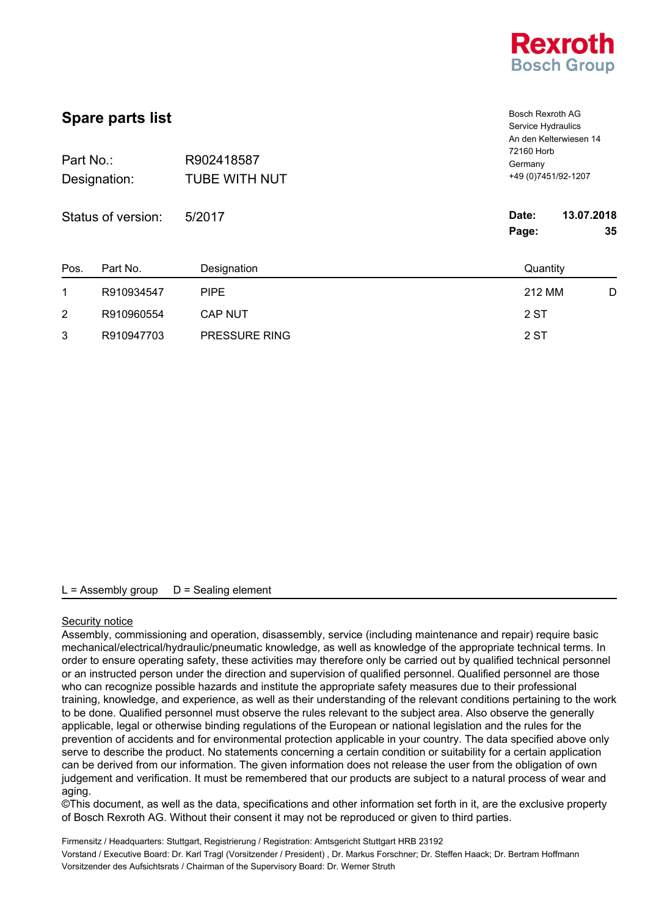Rexroth
Bosch Group

# Spare parts list

Bosch Rexroth AG
Service Hydraulics
An den Kelterwiesen 14
72160 Horb
Germany
+49 (0)7451/92-1207

Part No.: R902418587
Designation: TUBE WITH NUT

Status of version: 5/2017

**Date:** **13.07.2018**
**Page:** **35**

| Pos. | Part No. | Designation | Quantity | |
|---|---|---|---|---|
| 1 | R910934547 | PIPE | 212 MM | D |
| 2 | R910960554 | CAP NUT | 2 ST | |
| 3 | R910947703 | PRESSURE RING | 2 ST | |

L = Assembly group D = Sealing element

Security notice
Assembly, commissioning and operation, disassembly, service (including maintenance and repair) require basic mechanical/electrical/hydraulic/pneumatic knowledge, as well as knowledge of the appropriate technical terms. In order to ensure operating safety, these activities may therefore only be carried out by qualified technical personnel or an instructed person under the direction and supervision of qualified personnel. Qualified personnel are those who can recognize possible hazards and institute the appropriate safety measures due to their professional training, knowledge, and experience, as well as their understanding of the relevant conditions pertaining to the work to be done. Qualified personnel must observe the rules relevant to the subject area. Also observe the generally applicable, legal or otherwise binding regulations of the European or national legislation and the rules for the prevention of accidents and for environmental protection applicable in your country. The data specified above only serve to describe the product. No statements concerning a certain condition or suitability for a certain application can be derived from our information. The given information does not release the user from the obligation of own judgement and verification. It must be remembered that our products are subject to a natural process of wear and aging.
©This document, as well as the data, specifications and other information set forth in it, are the exclusive property of Bosch Rexroth AG. Without their consent it may not be reproduced or given to third parties.

Firmensitz / Headquarters: Stuttgart, Registrierung / Registration: Amtsgericht Stuttgart HRB 23192
Vorstand / Executive Board: Dr. Karl Tragl (Vorsitzender / President) , Dr. Markus Forschner; Dr. Steffen Haack; Dr. Bertram Hoffmann
Vorsitzender des Aufsichtsrats / Chairman of the Supervisory Board: Dr. Werner Struth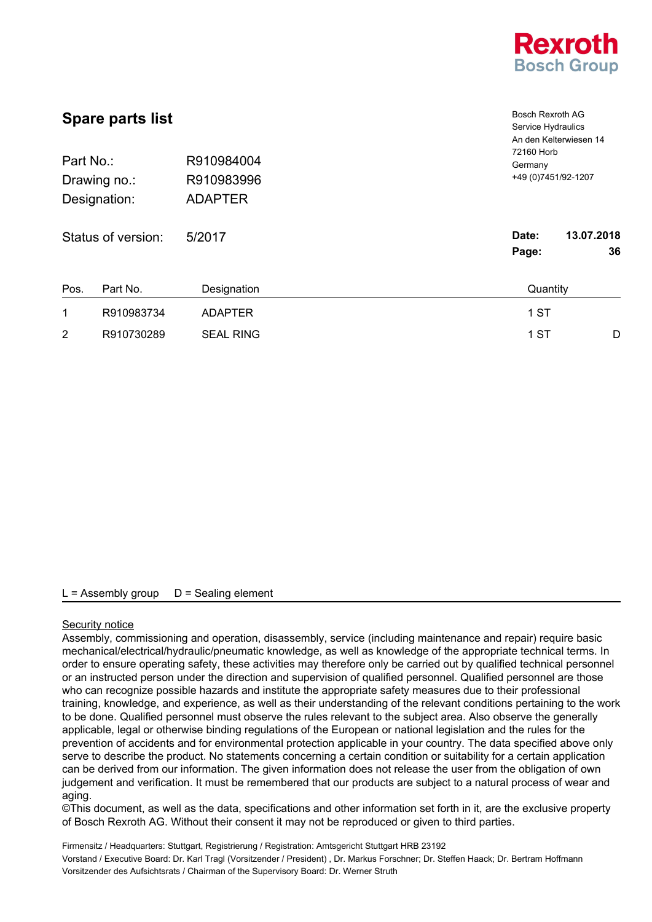Rexroth
Bosch Group

## Spare parts list

Bosch Rexroth AG
Service Hydraulics
An den Kelterwiesen 14
72160 Horb
Germany
+49 (0)7451/92-1207

| | |
|---|---|
| Part No.: | R910984004 |
| Drawing no.: | R910983996 |
| Designation: | ADAPTER |
| Status of version: | 5/2017 |

**Date:** **13.07.2018**
**Page:** **36**

| Pos. | Part No. | Designation | Quantity | |
|---|---|---|---|---|
| 1 | R910983734 | ADAPTER | 1 ST | |
| 2 | R910730289 | SEAL RING | 1 ST | D |

L = Assembly group D = Sealing element

Security notice
Assembly, commissioning and operation, disassembly, service (including maintenance and repair) require basic mechanical/electrical/hydraulic/pneumatic knowledge, as well as knowledge of the appropriate technical terms. In order to ensure operating safety, these activities may therefore only be carried out by qualified technical personnel or an instructed person under the direction and supervision of qualified personnel. Qualified personnel are those who can recognize possible hazards and institute the appropriate safety measures due to their professional training, knowledge, and experience, as well as their understanding of the relevant conditions pertaining to the work to be done. Qualified personnel must observe the rules relevant to the subject area. Also observe the generally applicable, legal or otherwise binding regulations of the European or national legislation and the rules for the prevention of accidents and for environmental protection applicable in your country. The data specified above only serve to describe the product. No statements concerning a certain condition or suitability for a certain application can be derived from our information. The given information does not release the user from the obligation of own judgement and verification. It must be remembered that our products are subject to a natural process of wear and aging.
©This document, as well as the data, specifications and other information set forth in it, are the exclusive property of Bosch Rexroth AG. Without their consent it may not be reproduced or given to third parties.

Firmensitz / Headquarters: Stuttgart, Registrierung / Registration: Amtsgericht Stuttgart HRB 23192
Vorstand / Executive Board: Dr. Karl Tragl (Vorsitzender / President) , Dr. Markus Forschner; Dr. Steffen Haack; Dr. Bertram Hoffmann
Vorsitzender des Aufsichtsrats / Chairman of the Supervisory Board: Dr. Werner Struth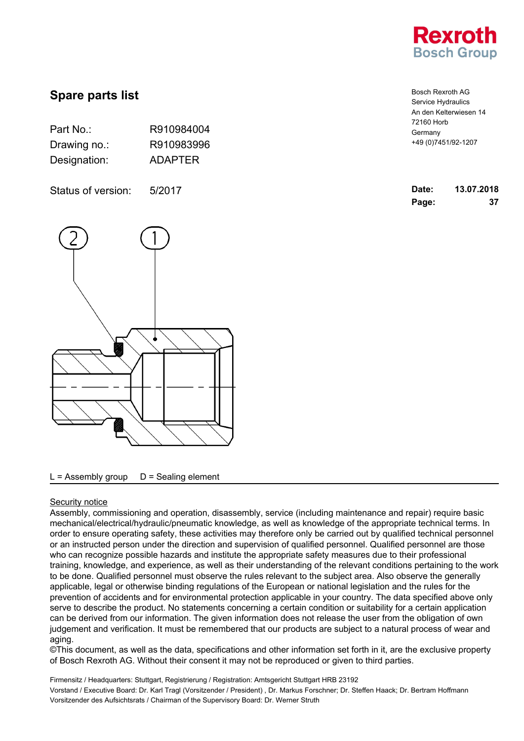Rexroth
Bosch Group

## Spare parts list

Bosch Rexroth AG
Service Hydraulics
An den Kelterwiesen 14
72160 Horb
Germany
+49 (0)7451/92-1207

| | |
|---|---|
| Part No.: | R910984004 |
| Drawing no.: | R910983996 |
| Designation: | ADAPTER |
| Status of version: | 5/2017 |

**Date:** **13.07.2018**
**Page:** **37**

2
1

L = Assembly group   D = Sealing element

Security notice

Assembly, commissioning and operation, disassembly, service (including maintenance and repair) require basic mechanical/electrical/hydraulic/pneumatic knowledge, as well as knowledge of the appropriate technical terms. In order to ensure operating safety, these activities may therefore only be carried out by qualified technical personnel or an instructed person under the direction and supervision of qualified personnel. Qualified personnel are those who can recognize possible hazards and institute the appropriate safety measures due to their professional training, knowledge, and experience, as well as their understanding of the relevant conditions pertaining to the work to be done. Qualified personnel must observe the rules relevant to the subject area. Also observe the generally applicable, legal or otherwise binding regulations of the European or national legislation and the rules for the prevention of accidents and for environmental protection applicable in your country. The data specified above only serve to describe the product. No statements concerning a certain condition or suitability for a certain application can be derived from our information. The given information does not release the user from the obligation of own judgement and verification. It must be remembered that our products are subject to a natural process of wear and aging.
©This document, as well as the data, specifications and other information set forth in it, are the exclusive property of Bosch Rexroth AG. Without their consent it may not be reproduced or given to third parties.

Firmensitz / Headquarters: Stuttgart, Registrierung / Registration: Amtsgericht Stuttgart HRB 23192
Vorstand / Executive Board: Dr. Karl Tragl (Vorsitzender / President) , Dr. Markus Forschner; Dr. Steffen Haack; Dr. Bertram Hoffmann
Vorsitzender des Aufsichtsrats / Chairman of the Supervisory Board: Dr. Werner Struth